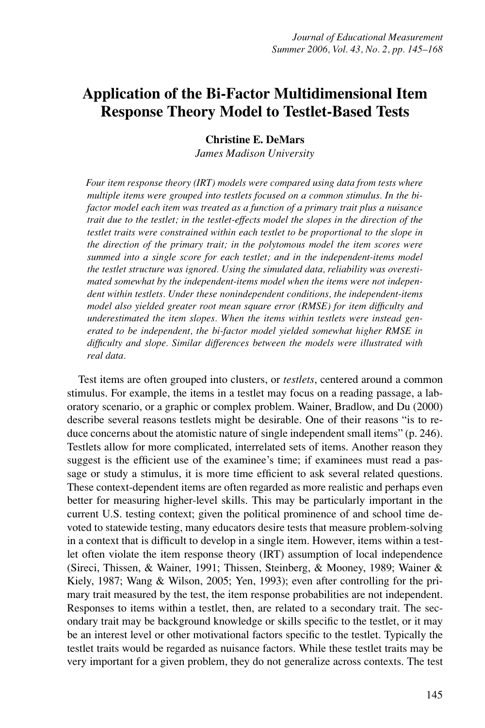# Application of the Bi-Factor Multidimensional Item Response Theory Model to Testlet-Based Tests

**Christine E. DeMars**
*James Madison University*

*Four item response theory (IRT) models were compared using data from tests where multiple items were grouped into testlets focused on a common stimulus. In the bi-factor model each item was treated as a function of a primary trait plus a nuisance trait due to the testlet; in the testlet-effects model the slopes in the direction of the testlet traits were constrained within each testlet to be proportional to the slope in the direction of the primary trait; in the polytomous model the item scores were summed into a single score for each testlet; and in the independent-items model the testlet structure was ignored. Using the simulated data, reliability was overestimated somewhat by the independent-items model when the items were not independent within testlets. Under these nonindependent conditions, the independent-items model also yielded greater root mean square error (RMSE) for item difficulty and underestimated the item slopes. When the items within testlets were instead generated to be independent, the bi-factor model yielded somewhat higher RMSE in difficulty and slope. Similar differences between the models were illustrated with real data.*

Test items are often grouped into clusters, or *testlets*, centered around a common stimulus. For example, the items in a testlet may focus on a reading passage, a laboratory scenario, or a graphic or complex problem. Wainer, Bradlow, and Du (2000) describe several reasons testlets might be desirable. One of their reasons "is to reduce concerns about the atomistic nature of single independent small items" (p. 246). Testlets allow for more complicated, interrelated sets of items. Another reason they suggest is the efficient use of the examinee's time; if examinees must read a passage or study a stimulus, it is more time efficient to ask several related questions. These context-dependent items are often regarded as more realistic and perhaps even better for measuring higher-level skills. This may be particularly important in the current U.S. testing context; given the political prominence of and school time devoted to statewide testing, many educators desire tests that measure problem-solving in a context that is difficult to develop in a single item. However, items within a testlet often violate the item response theory (IRT) assumption of local independence (Sireci, Thissen, & Wainer, 1991; Thissen, Steinberg, & Mooney, 1989; Wainer & Kiely, 1987; Wang & Wilson, 2005; Yen, 1993); even after controlling for the primary trait measured by the test, the item response probabilities are not independent. Responses to items within a testlet, then, are related to a secondary trait. The secondary trait may be background knowledge or skills specific to the testlet, or it may be an interest level or other motivational factors specific to the testlet. Typically the testlet traits would be regarded as nuisance factors. While these testlet traits may be very important for a given problem, they do not generalize across contexts. The test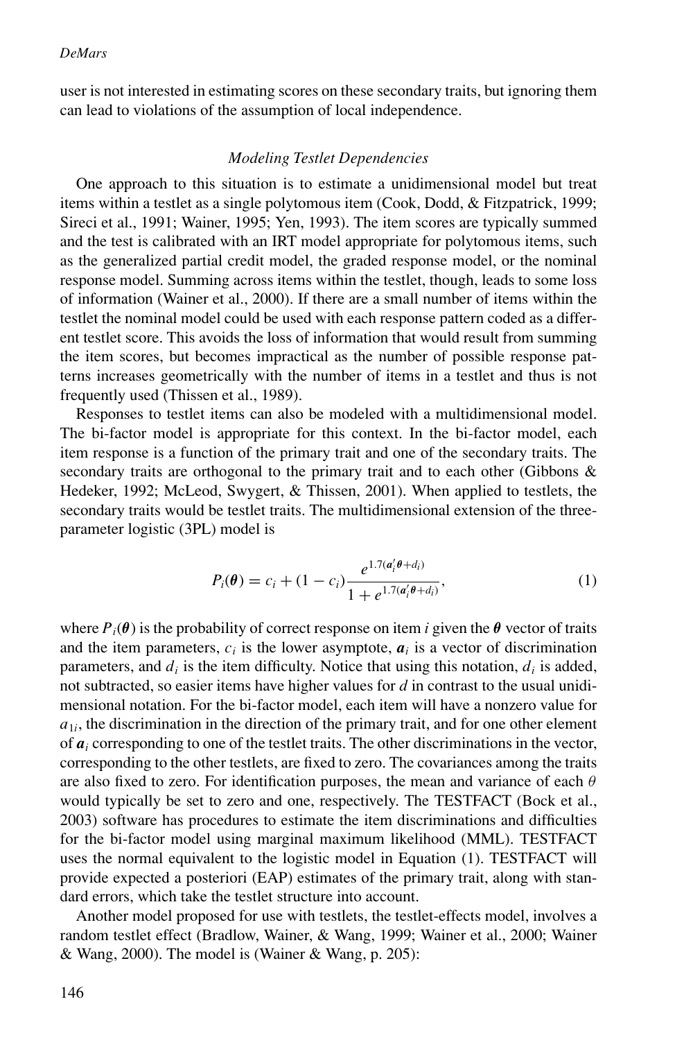user is not interested in estimating scores on these secondary traits, but ignoring them can lead to violations of the assumption of local independence.

### *Modeling Testlet Dependencies*

One approach to this situation is to estimate a unidimensional model but treat items within a testlet as a single polytomous item (Cook, Dodd, & Fitzpatrick, 1999; Sireci et al., 1991; Wainer, 1995; Yen, 1993). The item scores are typically summed and the test is calibrated with an IRT model appropriate for polytomous items, such as the generalized partial credit model, the graded response model, or the nominal response model. Summing across items within the testlet, though, leads to some loss of information (Wainer et al., 2000). If there are a small number of items within the testlet the nominal model could be used with each response pattern coded as a different testlet score. This avoids the loss of information that would result from summing the item scores, but becomes impractical as the number of possible response patterns increases geometrically with the number of items in a testlet and thus is not frequently used (Thissen et al., 1989).

Responses to testlet items can also be modeled with a multidimensional model. The bi-factor model is appropriate for this context. In the bi-factor model, each item response is a function of the primary trait and one of the secondary traits. The secondary traits are orthogonal to the primary trait and to each other (Gibbons & Hedeker, 1992; McLeod, Swygert, & Thissen, 2001). When applied to testlets, the secondary traits would be testlet traits. The multidimensional extension of the three-parameter logistic (3PL) model is

$$P_i(\boldsymbol{\theta}) = c_i + (1 - c_i)\frac{e^{1.7(\boldsymbol{a}_i'\boldsymbol{\theta}+d_i)}}{1 + e^{1.7(\boldsymbol{a}_i'\boldsymbol{\theta}+d_i)}}, \tag{1}$$

where $P_i(\boldsymbol{\theta})$ is the probability of correct response on item $i$ given the $\boldsymbol{\theta}$ vector of traits and the item parameters, $c_i$ is the lower asymptote, $\boldsymbol{a}_i$ is a vector of discrimination parameters, and $d_i$ is the item difficulty. Notice that using this notation, $d_i$ is added, not subtracted, so easier items have higher values for $d$ in contrast to the usual unidimensional notation. For the bi-factor model, each item will have a nonzero value for $a_{1i}$, the discrimination in the direction of the primary trait, and for one other element of $\boldsymbol{a}_i$ corresponding to one of the testlet traits. The other discriminations in the vector, corresponding to the other testlets, are fixed to zero. The covariances among the traits are also fixed to zero. For identification purposes, the mean and variance of each $\theta$ would typically be set to zero and one, respectively. The TESTFACT (Bock et al., 2003) software has procedures to estimate the item discriminations and difficulties for the bi-factor model using marginal maximum likelihood (MML). TESTFACT uses the normal equivalent to the logistic model in Equation (1). TESTFACT will provide expected a posteriori (EAP) estimates of the primary trait, along with standard errors, which take the testlet structure into account.

Another model proposed for use with testlets, the testlet-effects model, involves a random testlet effect (Bradlow, Wainer, & Wang, 1999; Wainer et al., 2000; Wainer & Wang, 2000). The model is (Wainer & Wang, p. 205):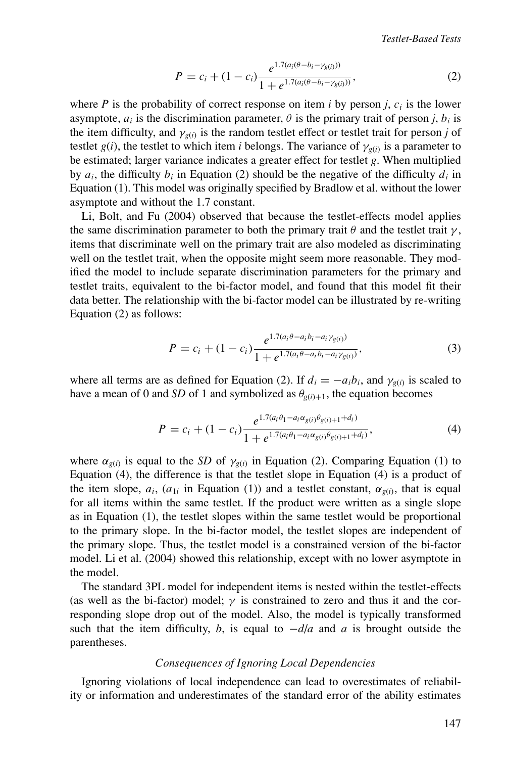$$P = c_i + (1 - c_i)\frac{e^{1.7(a_i(\theta - b_i - \gamma_{g(i)}))}}{1 + e^{1.7(a_i(\theta - b_i - \gamma_{g(i)}))}}, \tag{2}$$

where $P$ is the probability of correct response on item $i$ by person $j$, $c_i$ is the lower asymptote, $a_i$ is the discrimination parameter, $\theta$ is the primary trait of person $j$, $b_i$ is the item difficulty, and $\gamma_{g(i)}$ is the random testlet effect or testlet trait for person $j$ of testlet $g(i)$, the testlet to which item $i$ belongs. The variance of $\gamma_{g(i)}$ is a parameter to be estimated; larger variance indicates a greater effect for testlet $g$. When multiplied by $a_i$, the difficulty $b_i$ in Equation (2) should be the negative of the difficulty $d_i$ in Equation (1). This model was originally specified by Bradlow et al. without the lower asymptote and without the 1.7 constant.

Li, Bolt, and Fu (2004) observed that because the testlet-effects model applies the same discrimination parameter to both the primary trait $\theta$ and the testlet trait $\gamma$, items that discriminate well on the primary trait are also modeled as discriminating well on the testlet trait, when the opposite might seem more reasonable. They modified the model to include separate discrimination parameters for the primary and testlet traits, equivalent to the bi-factor model, and found that this model fit their data better. The relationship with the bi-factor model can be illustrated by re-writing Equation (2) as follows:

$$P = c_i + (1 - c_i)\frac{e^{1.7(a_i\theta - a_i b_i - a_i\gamma_{g(i)})}}{1 + e^{1.7(a_i\theta - a_i b_i - a_i\gamma_{g(i)})}}, \tag{3}$$

where all terms are as defined for Equation (2). If $d_i = -a_i b_i$, and $\gamma_{g(i)}$ is scaled to have a mean of 0 and *SD* of 1 and symbolized as $\theta_{g(i)+1}$, the equation becomes

$$P = c_i + (1 - c_i)\frac{e^{1.7(a_i\theta_1 - a_i\alpha_{g(i)}\theta_{g(i)+1} + d_i)}}{1 + e^{1.7(a_i\theta_1 - a_i\alpha_{g(i)}\theta_{g(i)+1} + d_i)}}, \tag{4}$$

where $\alpha_{g(i)}$ is equal to the *SD* of $\gamma_{g(i)}$ in Equation (2). Comparing Equation (1) to Equation (4), the difference is that the testlet slope in Equation (4) is a product of the item slope, $a_i$, ($a_{1i}$ in Equation (1)) and a testlet constant, $\alpha_{g(i)}$, that is equal for all items within the same testlet. If the product were written as a single slope as in Equation (1), the testlet slopes within the same testlet would be proportional to the primary slope. In the bi-factor model, the testlet slopes are independent of the primary slope. Thus, the testlet model is a constrained version of the bi-factor model. Li et al. (2004) showed this relationship, except with no lower asymptote in the model.

The standard 3PL model for independent items is nested within the testlet-effects (as well as the bi-factor) model; $\gamma$ is constrained to zero and thus it and the corresponding slope drop out of the model. Also, the model is typically transformed such that the item difficulty, $b$, is equal to $-d/a$ and $a$ is brought outside the parentheses.

### *Consequences of Ignoring Local Dependencies*

Ignoring violations of local independence can lead to overestimates of reliability or information and underestimates of the standard error of the ability estimates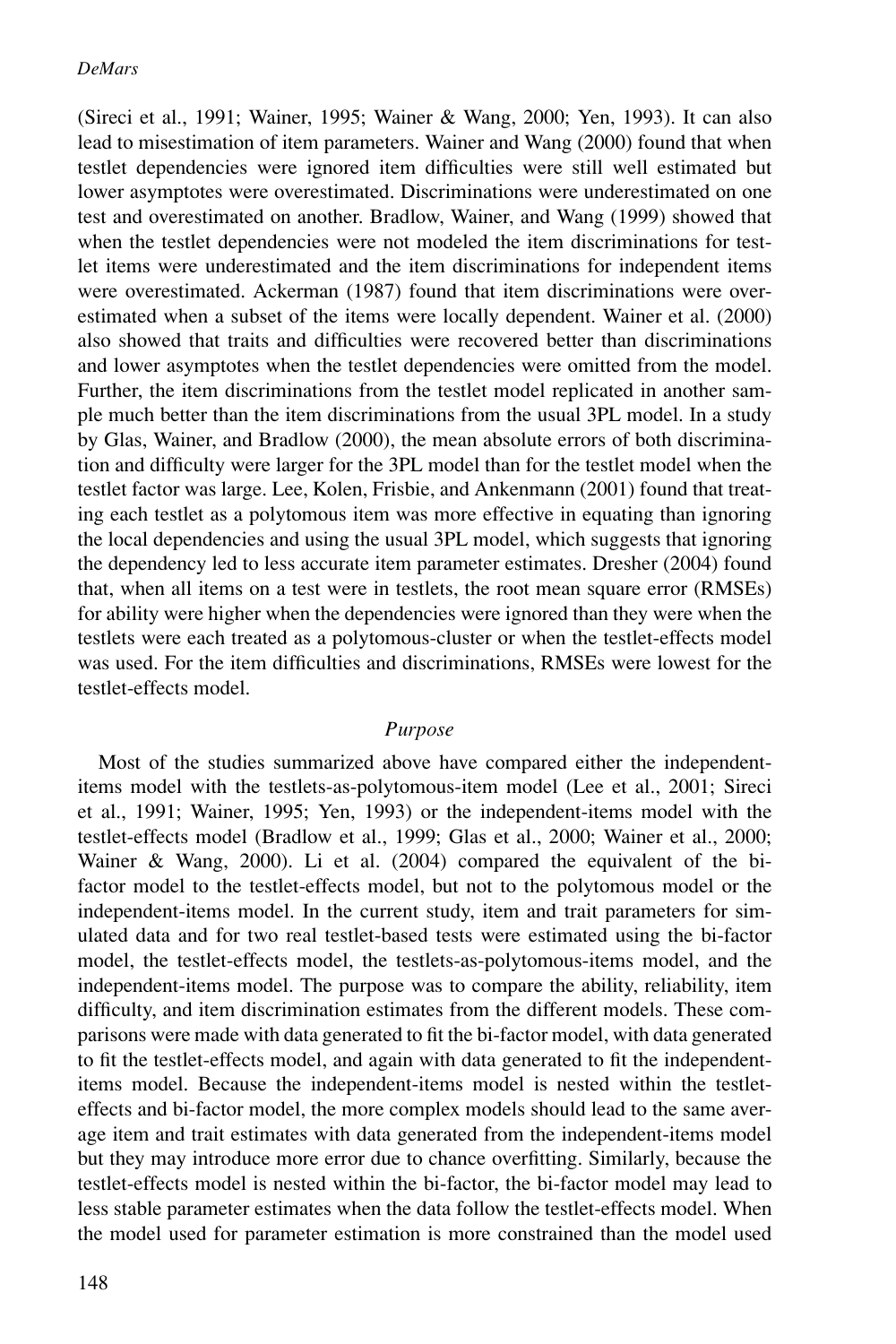(Sireci et al., 1991; Wainer, 1995; Wainer & Wang, 2000; Yen, 1993). It can also lead to misestimation of item parameters. Wainer and Wang (2000) found that when testlet dependencies were ignored item difficulties were still well estimated but lower asymptotes were overestimated. Discriminations were underestimated on one test and overestimated on another. Bradlow, Wainer, and Wang (1999) showed that when the testlet dependencies were not modeled the item discriminations for testlet items were underestimated and the item discriminations for independent items were overestimated. Ackerman (1987) found that item discriminations were overestimated when a subset of the items were locally dependent. Wainer et al. (2000) also showed that traits and difficulties were recovered better than discriminations and lower asymptotes when the testlet dependencies were omitted from the model. Further, the item discriminations from the testlet model replicated in another sample much better than the item discriminations from the usual 3PL model. In a study by Glas, Wainer, and Bradlow (2000), the mean absolute errors of both discrimination and difficulty were larger for the 3PL model than for the testlet model when the testlet factor was large. Lee, Kolen, Frisbie, and Ankenmann (2001) found that treating each testlet as a polytomous item was more effective in equating than ignoring the local dependencies and using the usual 3PL model, which suggests that ignoring the dependency led to less accurate item parameter estimates. Dresher (2004) found that, when all items on a test were in testlets, the root mean square error (RMSEs) for ability were higher when the dependencies were ignored than they were when the testlets were each treated as a polytomous-cluster or when the testlet-effects model was used. For the item difficulties and discriminations, RMSEs were lowest for the testlet-effects model.

## *Purpose*

Most of the studies summarized above have compared either the independent-items model with the testlets-as-polytomous-item model (Lee et al., 2001; Sireci et al., 1991; Wainer, 1995; Yen, 1993) or the independent-items model with the testlet-effects model (Bradlow et al., 1999; Glas et al., 2000; Wainer et al., 2000; Wainer & Wang, 2000). Li et al. (2004) compared the equivalent of the bi-factor model to the testlet-effects model, but not to the polytomous model or the independent-items model. In the current study, item and trait parameters for simulated data and for two real testlet-based tests were estimated using the bi-factor model, the testlet-effects model, the testlets-as-polytomous-items model, and the independent-items model. The purpose was to compare the ability, reliability, item difficulty, and item discrimination estimates from the different models. These comparisons were made with data generated to fit the bi-factor model, with data generated to fit the testlet-effects model, and again with data generated to fit the independent-items model. Because the independent-items model is nested within the testlet-effects and bi-factor model, the more complex models should lead to the same average item and trait estimates with data generated from the independent-items model but they may introduce more error due to chance overfitting. Similarly, because the testlet-effects model is nested within the bi-factor, the bi-factor model may lead to less stable parameter estimates when the data follow the testlet-effects model. When the model used for parameter estimation is more constrained than the model used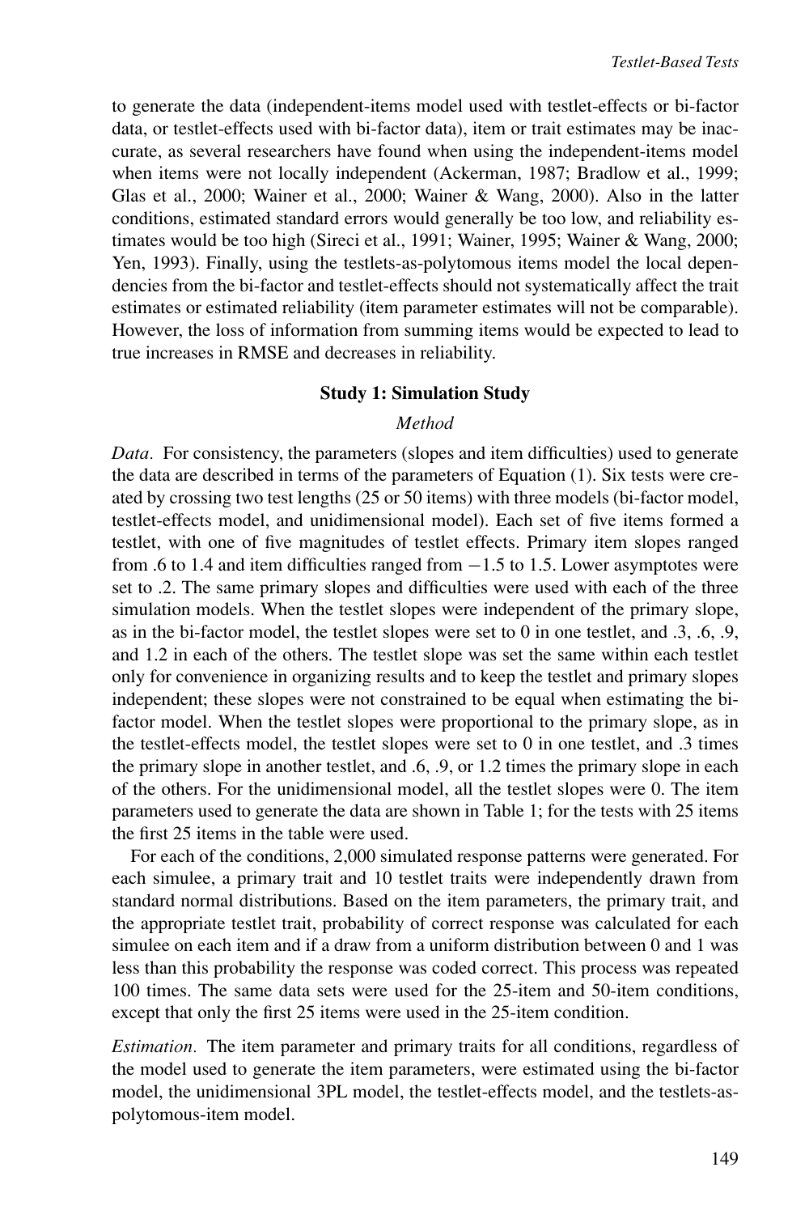to generate the data (independent-items model used with testlet-effects or bi-factor data, or testlet-effects used with bi-factor data), item or trait estimates may be inaccurate, as several researchers have found when using the independent-items model when items were not locally independent (Ackerman, 1987; Bradlow et al., 1999; Glas et al., 2000; Wainer et al., 2000; Wainer & Wang, 2000). Also in the latter conditions, estimated standard errors would generally be too low, and reliability estimates would be too high (Sireci et al., 1991; Wainer, 1995; Wainer & Wang, 2000; Yen, 1993). Finally, using the testlets-as-polytomous items model the local dependencies from the bi-factor and testlet-effects should not systematically affect the trait estimates or estimated reliability (item parameter estimates will not be comparable). However, the loss of information from summing items would be expected to lead to true increases in RMSE and decreases in reliability.

## Study 1: Simulation Study

### *Method*

*Data.* For consistency, the parameters (slopes and item difficulties) used to generate the data are described in terms of the parameters of Equation (1). Six tests were created by crossing two test lengths (25 or 50 items) with three models (bi-factor model, testlet-effects model, and unidimensional model). Each set of five items formed a testlet, with one of five magnitudes of testlet effects. Primary item slopes ranged from .6 to 1.4 and item difficulties ranged from −1.5 to 1.5. Lower asymptotes were set to .2. The same primary slopes and difficulties were used with each of the three simulation models. When the testlet slopes were independent of the primary slope, as in the bi-factor model, the testlet slopes were set to 0 in one testlet, and .3, .6, .9, and 1.2 in each of the others. The testlet slope was set the same within each testlet only for convenience in organizing results and to keep the testlet and primary slopes independent; these slopes were not constrained to be equal when estimating the bi-factor model. When the testlet slopes were proportional to the primary slope, as in the testlet-effects model, the testlet slopes were set to 0 in one testlet, and .3 times the primary slope in another testlet, and .6, .9, or 1.2 times the primary slope in each of the others. For the unidimensional model, all the testlet slopes were 0. The item parameters used to generate the data are shown in Table 1; for the tests with 25 items the first 25 items in the table were used.

For each of the conditions, 2,000 simulated response patterns were generated. For each simulee, a primary trait and 10 testlet traits were independently drawn from standard normal distributions. Based on the item parameters, the primary trait, and the appropriate testlet trait, probability of correct response was calculated for each simulee on each item and if a draw from a uniform distribution between 0 and 1 was less than this probability the response was coded correct. This process was repeated 100 times. The same data sets were used for the 25-item and 50-item conditions, except that only the first 25 items were used in the 25-item condition.

*Estimation.* The item parameter and primary traits for all conditions, regardless of the model used to generate the item parameters, were estimated using the bi-factor model, the unidimensional 3PL model, the testlet-effects model, and the testlets-as-polytomous-item model.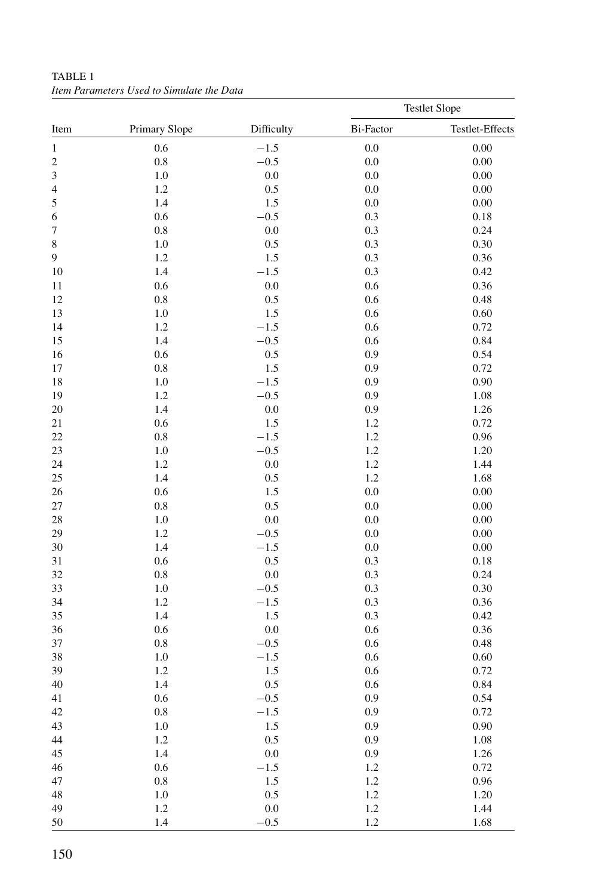TABLE 1
*Item Parameters Used to Simulate the Data*

| Item | Primary Slope | Difficulty | Testlet Slope | |
|---|---|---|---|---|
| | | | Bi-Factor | Testlet-Effects |
| 1 | 0.6 | −1.5 | 0.0 | 0.00 |
| 2 | 0.8 | −0.5 | 0.0 | 0.00 |
| 3 | 1.0 | 0.0 | 0.0 | 0.00 |
| 4 | 1.2 | 0.5 | 0.0 | 0.00 |
| 5 | 1.4 | 1.5 | 0.0 | 0.00 |
| 6 | 0.6 | −0.5 | 0.3 | 0.18 |
| 7 | 0.8 | 0.0 | 0.3 | 0.24 |
| 8 | 1.0 | 0.5 | 0.3 | 0.30 |
| 9 | 1.2 | 1.5 | 0.3 | 0.36 |
| 10 | 1.4 | −1.5 | 0.3 | 0.42 |
| 11 | 0.6 | 0.0 | 0.6 | 0.36 |
| 12 | 0.8 | 0.5 | 0.6 | 0.48 |
| 13 | 1.0 | 1.5 | 0.6 | 0.60 |
| 14 | 1.2 | −1.5 | 0.6 | 0.72 |
| 15 | 1.4 | −0.5 | 0.6 | 0.84 |
| 16 | 0.6 | 0.5 | 0.9 | 0.54 |
| 17 | 0.8 | 1.5 | 0.9 | 0.72 |
| 18 | 1.0 | −1.5 | 0.9 | 0.90 |
| 19 | 1.2 | −0.5 | 0.9 | 1.08 |
| 20 | 1.4 | 0.0 | 0.9 | 1.26 |
| 21 | 0.6 | 1.5 | 1.2 | 0.72 |
| 22 | 0.8 | −1.5 | 1.2 | 0.96 |
| 23 | 1.0 | −0.5 | 1.2 | 1.20 |
| 24 | 1.2 | 0.0 | 1.2 | 1.44 |
| 25 | 1.4 | 0.5 | 1.2 | 1.68 |
| 26 | 0.6 | 1.5 | 0.0 | 0.00 |
| 27 | 0.8 | 0.5 | 0.0 | 0.00 |
| 28 | 1.0 | 0.0 | 0.0 | 0.00 |
| 29 | 1.2 | −0.5 | 0.0 | 0.00 |
| 30 | 1.4 | −1.5 | 0.0 | 0.00 |
| 31 | 0.6 | 0.5 | 0.3 | 0.18 |
| 32 | 0.8 | 0.0 | 0.3 | 0.24 |
| 33 | 1.0 | −0.5 | 0.3 | 0.30 |
| 34 | 1.2 | −1.5 | 0.3 | 0.36 |
| 35 | 1.4 | 1.5 | 0.3 | 0.42 |
| 36 | 0.6 | 0.0 | 0.6 | 0.36 |
| 37 | 0.8 | −0.5 | 0.6 | 0.48 |
| 38 | 1.0 | −1.5 | 0.6 | 0.60 |
| 39 | 1.2 | 1.5 | 0.6 | 0.72 |
| 40 | 1.4 | 0.5 | 0.6 | 0.84 |
| 41 | 0.6 | −0.5 | 0.9 | 0.54 |
| 42 | 0.8 | −1.5 | 0.9 | 0.72 |
| 43 | 1.0 | 1.5 | 0.9 | 0.90 |
| 44 | 1.2 | 0.5 | 0.9 | 1.08 |
| 45 | 1.4 | 0.0 | 0.9 | 1.26 |
| 46 | 0.6 | −1.5 | 1.2 | 0.72 |
| 47 | 0.8 | 1.5 | 1.2 | 0.96 |
| 48 | 1.0 | 0.5 | 1.2 | 1.20 |
| 49 | 1.2 | 0.0 | 1.2 | 1.44 |
| 50 | 1.4 | −0.5 | 1.2 | 1.68 |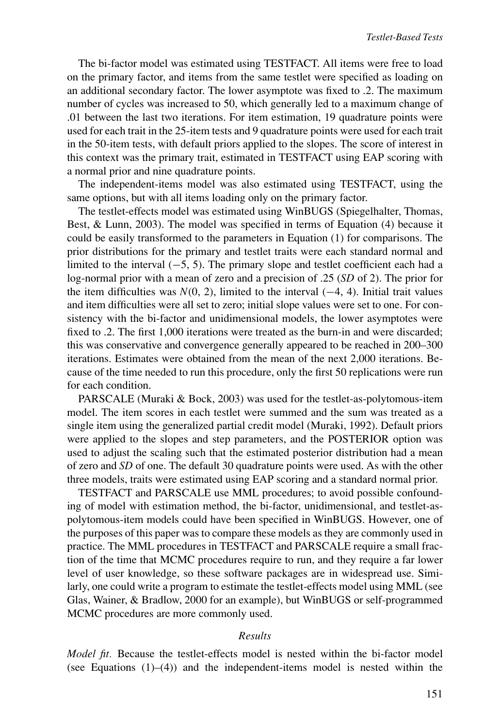The bi-factor model was estimated using TESTFACT. All items were free to load on the primary factor, and items from the same testlet were specified as loading on an additional secondary factor. The lower asymptote was fixed to .2. The maximum number of cycles was increased to 50, which generally led to a maximum change of .01 between the last two iterations. For item estimation, 19 quadrature points were used for each trait in the 25-item tests and 9 quadrature points were used for each trait in the 50-item tests, with default priors applied to the slopes. The score of interest in this context was the primary trait, estimated in TESTFACT using EAP scoring with a normal prior and nine quadrature points.

The independent-items model was also estimated using TESTFACT, using the same options, but with all items loading only on the primary factor.

The testlet-effects model was estimated using WinBUGS (Spiegelhalter, Thomas, Best, & Lunn, 2003). The model was specified in terms of Equation (4) because it could be easily transformed to the parameters in Equation (1) for comparisons. The prior distributions for the primary and testlet traits were each standard normal and limited to the interval $(-5, 5)$. The primary slope and testlet coefficient each had a log-normal prior with a mean of zero and a precision of .25 (*SD* of 2). The prior for the item difficulties was $N(0, 2)$, limited to the interval $(-4, 4)$. Initial trait values and item difficulties were all set to zero; initial slope values were set to one. For consistency with the bi-factor and unidimensional models, the lower asymptotes were fixed to .2. The first 1,000 iterations were treated as the burn-in and were discarded; this was conservative and convergence generally appeared to be reached in 200–300 iterations. Estimates were obtained from the mean of the next 2,000 iterations. Because of the time needed to run this procedure, only the first 50 replications were run for each condition.

PARSCALE (Muraki & Bock, 2003) was used for the testlet-as-polytomous-item model. The item scores in each testlet were summed and the sum was treated as a single item using the generalized partial credit model (Muraki, 1992). Default priors were applied to the slopes and step parameters, and the POSTERIOR option was used to adjust the scaling such that the estimated posterior distribution had a mean of zero and *SD* of one. The default 30 quadrature points were used. As with the other three models, traits were estimated using EAP scoring and a standard normal prior.

TESTFACT and PARSCALE use MML procedures; to avoid possible confounding of model with estimation method, the bi-factor, unidimensional, and testlet-as-polytomous-item models could have been specified in WinBUGS. However, one of the purposes of this paper was to compare these models as they are commonly used in practice. The MML procedures in TESTFACT and PARSCALE require a small fraction of the time that MCMC procedures require to run, and they require a far lower level of user knowledge, so these software packages are in widespread use. Similarly, one could write a program to estimate the testlet-effects model using MML (see Glas, Wainer, & Bradlow, 2000 for an example), but WinBUGS or self-programmed MCMC procedures are more commonly used.

## *Results*

*Model fit.* Because the testlet-effects model is nested within the bi-factor model (see Equations (1)–(4)) and the independent-items model is nested within the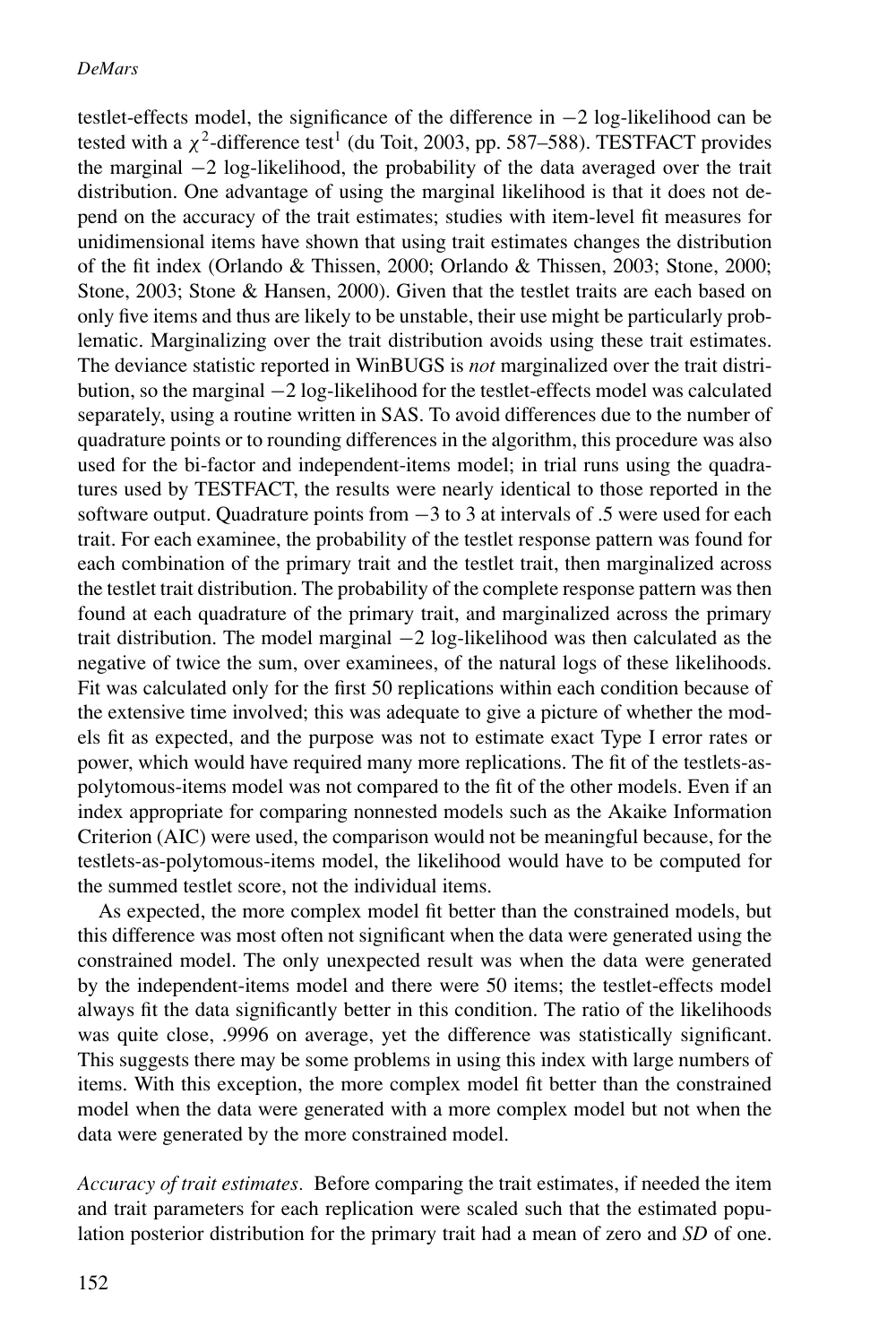testlet-effects model, the significance of the difference in $-2$ log-likelihood can be tested with a $\chi^2$-difference test[1] (du Toit, 2003, pp. 587–588). TESTFACT provides the marginal $-2$ log-likelihood, the probability of the data averaged over the trait distribution. One advantage of using the marginal likelihood is that it does not depend on the accuracy of the trait estimates; studies with item-level fit measures for unidimensional items have shown that using trait estimates changes the distribution of the fit index (Orlando & Thissen, 2000; Orlando & Thissen, 2003; Stone, 2000; Stone, 2003; Stone & Hansen, 2000). Given that the testlet traits are each based on only five items and thus are likely to be unstable, their use might be particularly problematic. Marginalizing over the trait distribution avoids using these trait estimates. The deviance statistic reported in WinBUGS is *not* marginalized over the trait distribution, so the marginal $-2$ log-likelihood for the testlet-effects model was calculated separately, using a routine written in SAS. To avoid differences due to the number of quadrature points or to rounding differences in the algorithm, this procedure was also used for the bi-factor and independent-items model; in trial runs using the quadratures used by TESTFACT, the results were nearly identical to those reported in the software output. Quadrature points from $-3$ to 3 at intervals of .5 were used for each trait. For each examinee, the probability of the testlet response pattern was found for each combination of the primary trait and the testlet trait, then marginalized across the testlet trait distribution. The probability of the complete response pattern was then found at each quadrature of the primary trait, and marginalized across the primary trait distribution. The model marginal $-2$ log-likelihood was then calculated as the negative of twice the sum, over examinees, of the natural logs of these likelihoods. Fit was calculated only for the first 50 replications within each condition because of the extensive time involved; this was adequate to give a picture of whether the models fit as expected, and the purpose was not to estimate exact Type I error rates or power, which would have required many more replications. The fit of the testlets-as-polytomous-items model was not compared to the fit of the other models. Even if an index appropriate for comparing nonnested models such as the Akaike Information Criterion (AIC) were used, the comparison would not be meaningful because, for the testlets-as-polytomous-items model, the likelihood would have to be computed for the summed testlet score, not the individual items.

As expected, the more complex model fit better than the constrained models, but this difference was most often not significant when the data were generated using the constrained model. The only unexpected result was when the data were generated by the independent-items model and there were 50 items; the testlet-effects model always fit the data significantly better in this condition. The ratio of the likelihoods was quite close, .9996 on average, yet the difference was statistically significant. This suggests there may be some problems in using this index with large numbers of items. With this exception, the more complex model fit better than the constrained model when the data were generated with a more complex model but not when the data were generated by the more constrained model.

*Accuracy of trait estimates.* Before comparing the trait estimates, if needed the item and trait parameters for each replication were scaled such that the estimated population posterior distribution for the primary trait had a mean of zero and *SD* of one.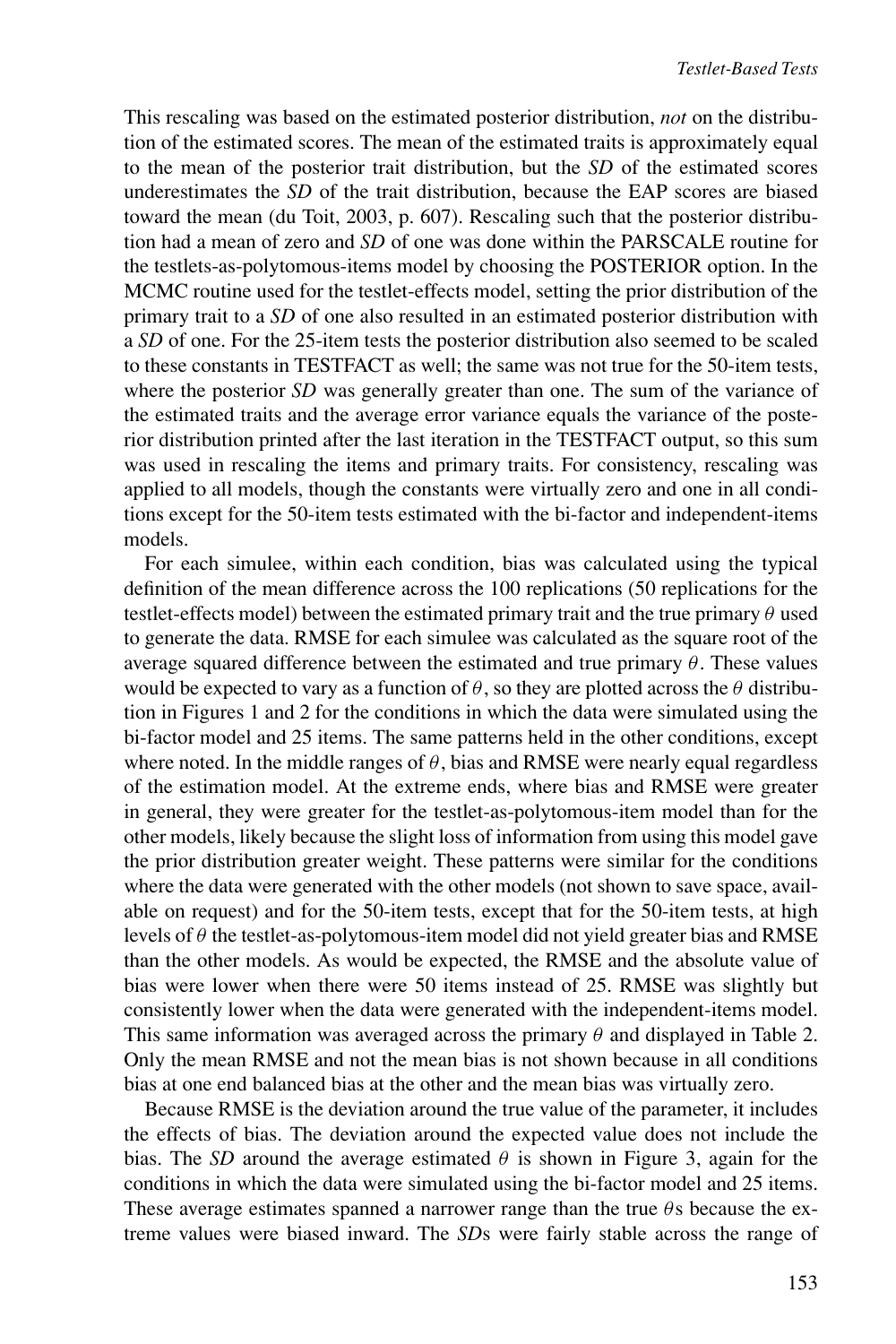This rescaling was based on the estimated posterior distribution, *not* on the distribution of the estimated scores. The mean of the estimated traits is approximately equal to the mean of the posterior trait distribution, but the *SD* of the estimated scores underestimates the *SD* of the trait distribution, because the EAP scores are biased toward the mean (du Toit, 2003, p. 607). Rescaling such that the posterior distribution had a mean of zero and *SD* of one was done within the PARSCALE routine for the testlets-as-polytomous-items model by choosing the POSTERIOR option. In the MCMC routine used for the testlet-effects model, setting the prior distribution of the primary trait to a *SD* of one also resulted in an estimated posterior distribution with a *SD* of one. For the 25-item tests the posterior distribution also seemed to be scaled to these constants in TESTFACT as well; the same was not true for the 50-item tests, where the posterior *SD* was generally greater than one. The sum of the variance of the estimated traits and the average error variance equals the variance of the posterior distribution printed after the last iteration in the TESTFACT output, so this sum was used in rescaling the items and primary traits. For consistency, rescaling was applied to all models, though the constants were virtually zero and one in all conditions except for the 50-item tests estimated with the bi-factor and independent-items models.

For each simulee, within each condition, bias was calculated using the typical definition of the mean difference across the 100 replications (50 replications for the testlet-effects model) between the estimated primary trait and the true primary $\theta$ used to generate the data. RMSE for each simulee was calculated as the square root of the average squared difference between the estimated and true primary $\theta$. These values would be expected to vary as a function of $\theta$, so they are plotted across the $\theta$ distribution in Figures 1 and 2 for the conditions in which the data were simulated using the bi-factor model and 25 items. The same patterns held in the other conditions, except where noted. In the middle ranges of $\theta$, bias and RMSE were nearly equal regardless of the estimation model. At the extreme ends, where bias and RMSE were greater in general, they were greater for the testlet-as-polytomous-item model than for the other models, likely because the slight loss of information from using this model gave the prior distribution greater weight. These patterns were similar for the conditions where the data were generated with the other models (not shown to save space, available on request) and for the 50-item tests, except that for the 50-item tests, at high levels of $\theta$ the testlet-as-polytomous-item model did not yield greater bias and RMSE than the other models. As would be expected, the RMSE and the absolute value of bias were lower when there were 50 items instead of 25. RMSE was slightly but consistently lower when the data were generated with the independent-items model. This same information was averaged across the primary $\theta$ and displayed in Table 2. Only the mean RMSE and not the mean bias is not shown because in all conditions bias at one end balanced bias at the other and the mean bias was virtually zero.

Because RMSE is the deviation around the true value of the parameter, it includes the effects of bias. The deviation around the expected value does not include the bias. The *SD* around the average estimated $\theta$ is shown in Figure 3, again for the conditions in which the data were simulated using the bi-factor model and 25 items. These average estimates spanned a narrower range than the true $\theta$s because the extreme values were biased inward. The *SD*s were fairly stable across the range of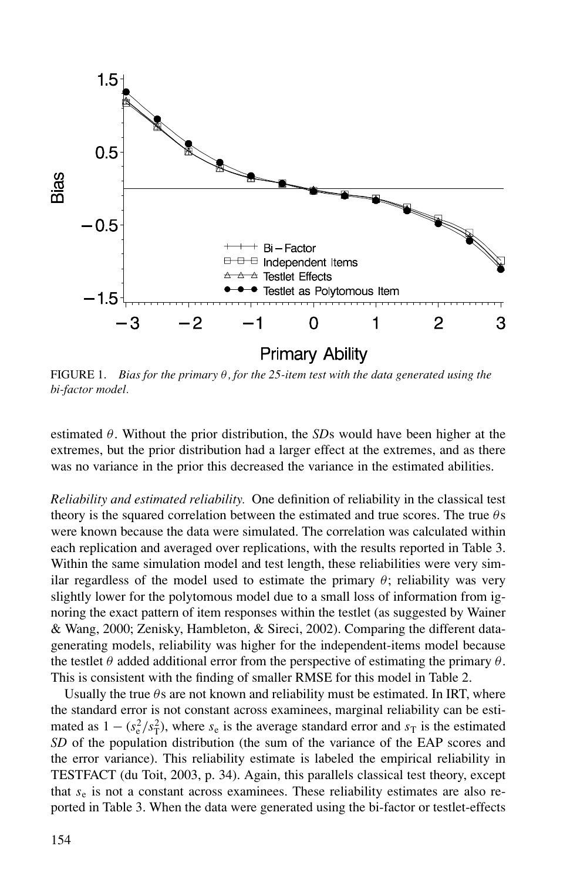FIGURE 1. *Bias for the primary θ, for the 25-item test with the data generated using the bi-factor model.*

estimated $\theta$. Without the prior distribution, the *SD*s would have been higher at the extremes, but the prior distribution had a larger effect at the extremes, and as there was no variance in the prior this decreased the variance in the estimated abilities.

*Reliability and estimated reliability.* One definition of reliability in the classical test theory is the squared correlation between the estimated and true scores. The true $\theta$s were known because the data were simulated. The correlation was calculated within each replication and averaged over replications, with the results reported in Table 3. Within the same simulation model and test length, these reliabilities were very similar regardless of the model used to estimate the primary $\theta$; reliability was very slightly lower for the polytomous model due to a small loss of information from ignoring the exact pattern of item responses within the testlet (as suggested by Wainer & Wang, 2000; Zenisky, Hambleton, & Sireci, 2002). Comparing the different data-generating models, reliability was higher for the independent-items model because the testlet $\theta$ added additional error from the perspective of estimating the primary $\theta$. This is consistent with the finding of smaller RMSE for this model in Table 2.

Usually the true $\theta$s are not known and reliability must be estimated. In IRT, where the standard error is not constant across examinees, marginal reliability can be estimated as $1 - (s_e^2/s_T^2)$, where $s_e$ is the average standard error and $s_T$ is the estimated *SD* of the population distribution (the sum of the variance of the EAP scores and the error variance). This reliability estimate is labeled the empirical reliability in TESTFACT (du Toit, 2003, p. 34). Again, this parallels classical test theory, except that $s_e$ is not a constant across examinees. These reliability estimates are also reported in Table 3. When the data were generated using the bi-factor or testlet-effects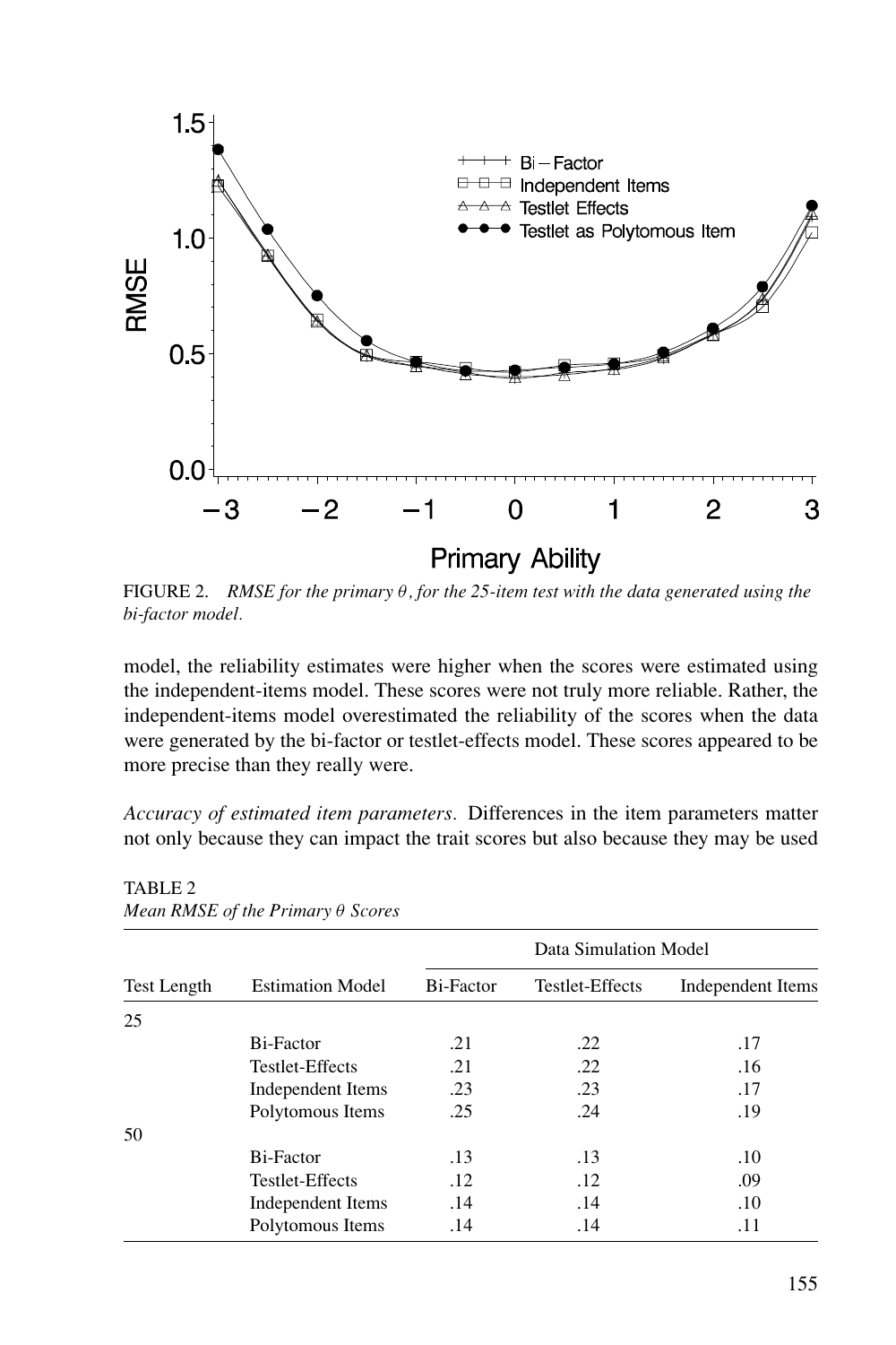FIGURE 2. *RMSE for the primary $\theta$, for the 25-item test with the data generated using the bi-factor model.*

model, the reliability estimates were higher when the scores were estimated using the independent-items model. These scores were not truly more reliable. Rather, the independent-items model overestimated the reliability of the scores when the data were generated by the bi-factor or testlet-effects model. These scores appeared to be more precise than they really were.

*Accuracy of estimated item parameters.* Differences in the item parameters matter not only because they can impact the trait scores but also because they may be used

TABLE 2
*Mean RMSE of the Primary $\theta$ Scores*

| | | Data Simulation Model | | |
|---|---|---|---|---|
| Test Length | Estimation Model | Bi-Factor | Testlet-Effects | Independent Items |
| 25 | | | | |
| | Bi-Factor | .21 | .22 | .17 |
| | Testlet-Effects | .21 | .22 | .16 |
| | Independent Items | .23 | .23 | .17 |
| | Polytomous Items | .25 | .24 | .19 |
| 50 | | | | |
| | Bi-Factor | .13 | .13 | .10 |
| | Testlet-Effects | .12 | .12 | .09 |
| | Independent Items | .14 | .14 | .10 |
| | Polytomous Items | .14 | .14 | .11 |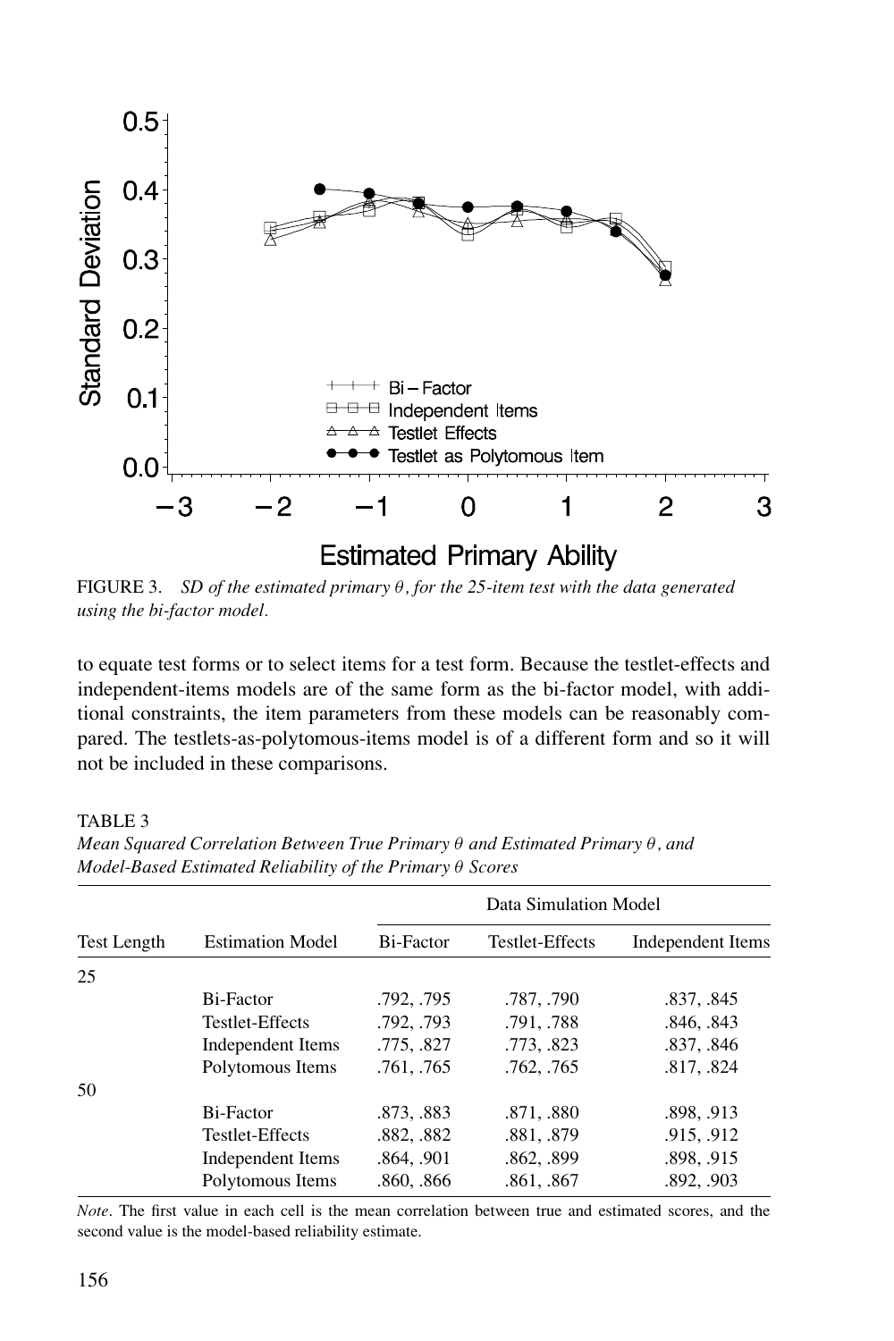FIGURE 3. *SD of the estimated primary $\theta$, for the 25-item test with the data generated using the bi-factor model.*

to equate test forms or to select items for a test form. Because the testlet-effects and independent-items models are of the same form as the bi-factor model, with additional constraints, the item parameters from these models can be reasonably compared. The testlets-as-polytomous-items model is of a different form and so it will not be included in these comparisons.

TABLE 3
*Mean Squared Correlation Between True Primary $\theta$ and Estimated Primary $\theta$, and Model-Based Estimated Reliability of the Primary $\theta$ Scores*

| | | Data Simulation Model | | |
|---|---|---|---|---|
| Test Length | Estimation Model | Bi-Factor | Testlet-Effects | Independent Items |
| 25 | | | | |
| | Bi-Factor | .792, .795 | .787, .790 | .837, .845 |
| | Testlet-Effects | .792, .793 | .791, .788 | .846, .843 |
| | Independent Items | .775, .827 | .773, .823 | .837, .846 |
| | Polytomous Items | .761, .765 | .762, .765 | .817, .824 |
| 50 | | | | |
| | Bi-Factor | .873, .883 | .871, .880 | .898, .913 |
| | Testlet-Effects | .882, .882 | .881, .879 | .915, .912 |
| | Independent Items | .864, .901 | .862, .899 | .898, .915 |
| | Polytomous Items | .860, .866 | .861, .867 | .892, .903 |

*Note*. The first value in each cell is the mean correlation between true and estimated scores, and the second value is the model-based reliability estimate.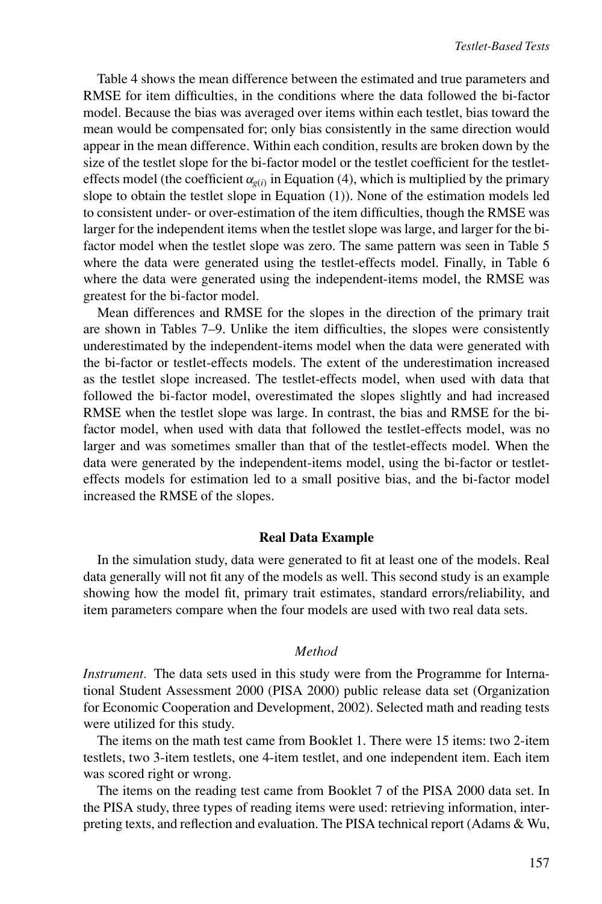Table 4 shows the mean difference between the estimated and true parameters and RMSE for item difficulties, in the conditions where the data followed the bi-factor model. Because the bias was averaged over items within each testlet, bias toward the mean would be compensated for; only bias consistently in the same direction would appear in the mean difference. Within each condition, results are broken down by the size of the testlet slope for the bi-factor model or the testlet coefficient for the testlet-effects model (the coefficient $\alpha_{g(i)}$ in Equation (4), which is multiplied by the primary slope to obtain the testlet slope in Equation (1)). None of the estimation models led to consistent under- or over-estimation of the item difficulties, though the RMSE was larger for the independent items when the testlet slope was large, and larger for the bi-factor model when the testlet slope was zero. The same pattern was seen in Table 5 where the data were generated using the testlet-effects model. Finally, in Table 6 where the data were generated using the independent-items model, the RMSE was greatest for the bi-factor model.

Mean differences and RMSE for the slopes in the direction of the primary trait are shown in Tables 7–9. Unlike the item difficulties, the slopes were consistently underestimated by the independent-items model when the data were generated with the bi-factor or testlet-effects models. The extent of the underestimation increased as the testlet slope increased. The testlet-effects model, when used with data that followed the bi-factor model, overestimated the slopes slightly and had increased RMSE when the testlet slope was large. In contrast, the bias and RMSE for the bi-factor model, when used with data that followed the testlet-effects model, was no larger and was sometimes smaller than that of the testlet-effects model. When the data were generated by the independent-items model, using the bi-factor or testlet-effects models for estimation led to a small positive bias, and the bi-factor model increased the RMSE of the slopes.

## Real Data Example

In the simulation study, data were generated to fit at least one of the models. Real data generally will not fit any of the models as well. This second study is an example showing how the model fit, primary trait estimates, standard errors/reliability, and item parameters compare when the four models are used with two real data sets.

### *Method*

*Instrument.* The data sets used in this study were from the Programme for International Student Assessment 2000 (PISA 2000) public release data set (Organization for Economic Cooperation and Development, 2002). Selected math and reading tests were utilized for this study.

The items on the math test came from Booklet 1. There were 15 items: two 2-item testlets, two 3-item testlets, one 4-item testlet, and one independent item. Each item was scored right or wrong.

The items on the reading test came from Booklet 7 of the PISA 2000 data set. In the PISA study, three types of reading items were used: retrieving information, interpreting texts, and reflection and evaluation. The PISA technical report (Adams & Wu,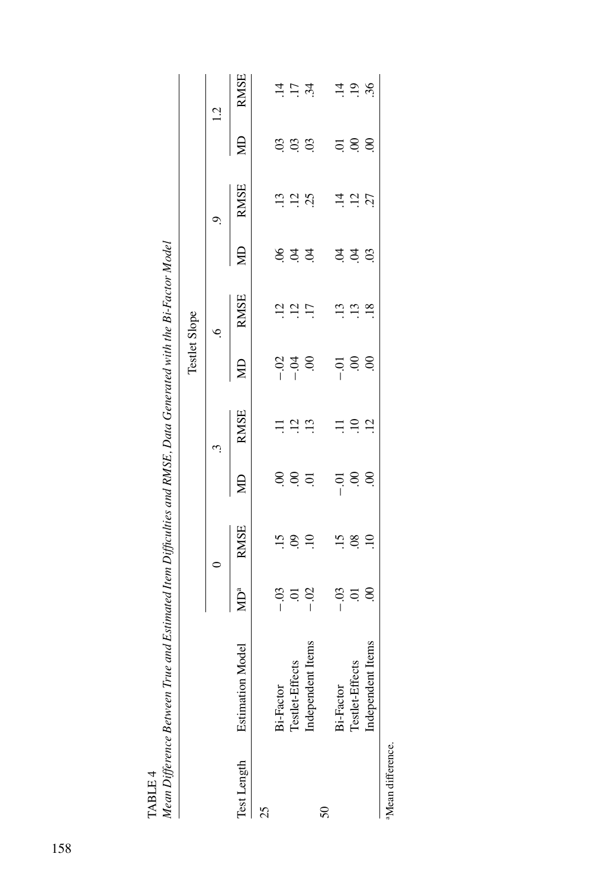TABLE 4
*Mean Difference Between True and Estimated Item Difficulties and RMSE, Data Generated with the Bi-Factor Model*

| | | Testlet Slope | | | | | | | | | |
|---|---|---|---|---|---|---|---|---|---|---|---|
| | | 0 | | .3 | | .6 | | .9 | | 1.2 | |
| Test Length | Estimation Model | MD[a] | RMSE | MD | RMSE | MD | RMSE | MD | RMSE | MD | RMSE |
| 25 | | | | | | | | | | | |
| | Bi-Factor | −.03 | .15 | .00 | .11 | −.02 | .12 | .06 | .13 | .03 | .14 |
| | Testlet-Effects | .01 | .09 | .00 | .12 | −.04 | .12 | .04 | .12 | .03 | .17 |
| | Independent Items | −.02 | .10 | .01 | .13 | .00 | .17 | .04 | .25 | .03 | .34 |
| 50 | | | | | | | | | | | |
| | Bi-Factor | −.03 | .15 | −.01 | .11 | −.01 | .13 | .04 | .14 | .01 | .14 |
| | Testlet-Effects | .01 | .08 | .00 | .10 | .00 | .13 | .04 | .12 | .00 | .19 |
| | Independent Items | .00 | .10 | .00 | .12 | .00 | .18 | .03 | .27 | .00 | .36 |

[a]Mean difference.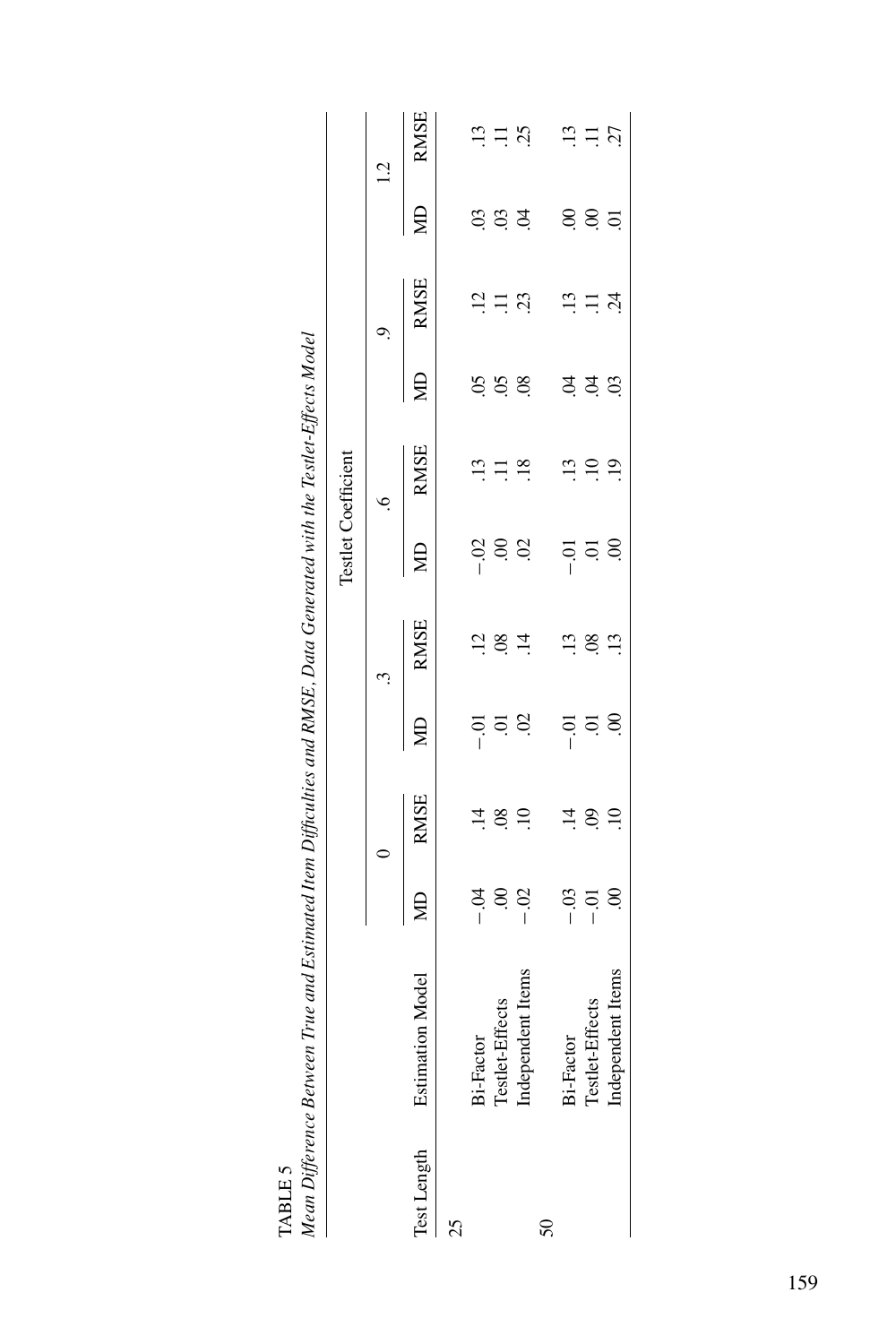TABLE 5

*Mean Difference Between True and Estimated Item Difficulties and RMSE, Data Generated with the Testlet-Effects Model*

| | | Testlet Coefficient | | | | | | | | | |
|---|---|---|---|---|---|---|---|---|---|---|---|
| | | 0 | | .3 | | .6 | | .9 | | 1.2 | |
| Test Length | Estimation Model | MD | RMSE | MD | RMSE | MD | RMSE | MD | RMSE | MD | RMSE |
| 25 | | | | | | | | | | | |
| | Bi-Factor | −.04 | .14 | −.01 | .12 | −.02 | .13 | .05 | .12 | .03 | .13 |
| | Testlet-Effects | .00 | .08 | .01 | .08 | .00 | .11 | .05 | .11 | .03 | .11 |
| | Independent Items | −.02 | .10 | .02 | .14 | .02 | .18 | .08 | .23 | .04 | .25 |
| 50 | | | | | | | | | | | |
| | Bi-Factor | −.03 | .14 | −.01 | .13 | −.01 | .13 | .04 | .13 | .00 | .13 |
| | Testlet-Effects | −.01 | .09 | .01 | .08 | .01 | .10 | .04 | .11 | .00 | .11 |
| | Independent Items | .00 | .10 | .00 | .13 | .00 | .19 | .03 | .24 | .01 | .27 |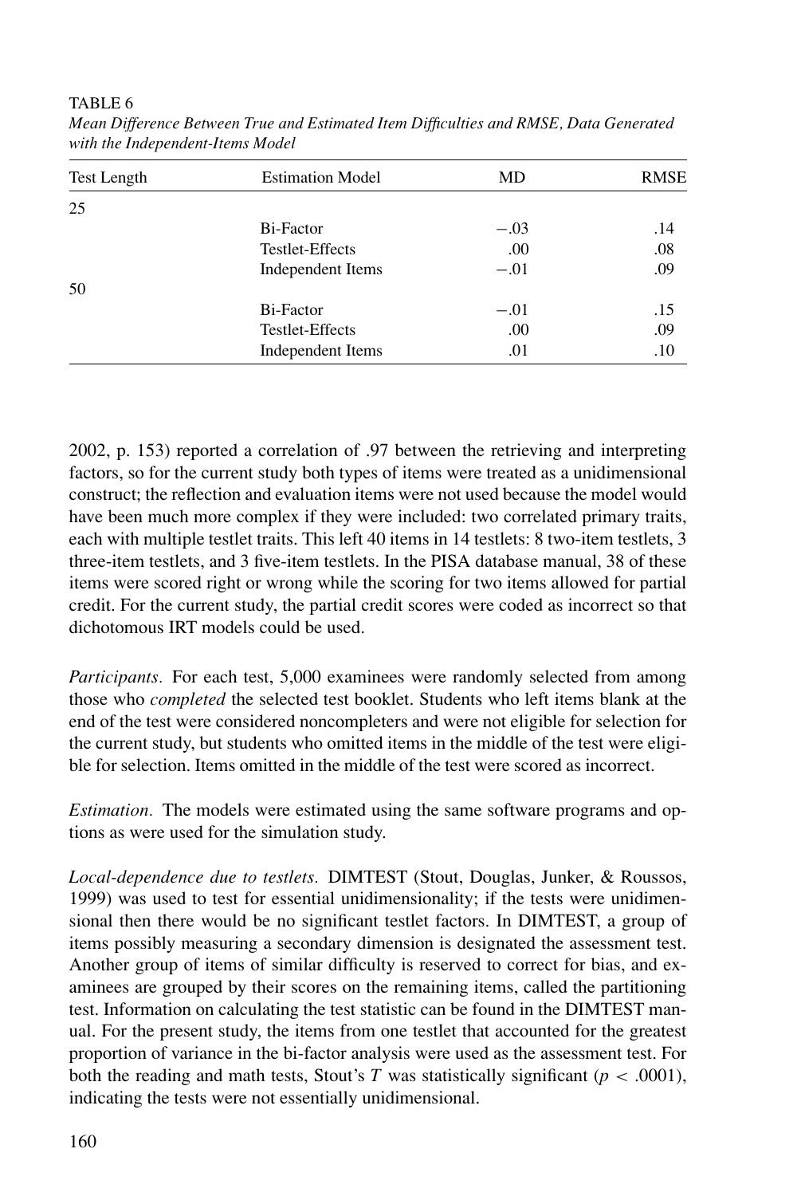TABLE 6

*Mean Difference Between True and Estimated Item Difficulties and RMSE, Data Generated with the Independent-Items Model*

| Test Length | Estimation Model | MD | RMSE |
|---|---|---|---|
| 25 | | | |
| | Bi-Factor | −.03 | .14 |
| | Testlet-Effects | .00 | .08 |
| | Independent Items | −.01 | .09 |
| 50 | | | |
| | Bi-Factor | −.01 | .15 |
| | Testlet-Effects | .00 | .09 |
| | Independent Items | .01 | .10 |

2002, p. 153) reported a correlation of .97 between the retrieving and interpreting factors, so for the current study both types of items were treated as a unidimensional construct; the reflection and evaluation items were not used because the model would have been much more complex if they were included: two correlated primary traits, each with multiple testlet traits. This left 40 items in 14 testlets: 8 two-item testlets, 3 three-item testlets, and 3 five-item testlets. In the PISA database manual, 38 of these items were scored right or wrong while the scoring for two items allowed for partial credit. For the current study, the partial credit scores were coded as incorrect so that dichotomous IRT models could be used.

*Participants.* For each test, 5,000 examinees were randomly selected from among those who *completed* the selected test booklet. Students who left items blank at the end of the test were considered noncompleters and were not eligible for selection for the current study, but students who omitted items in the middle of the test were eligible for selection. Items omitted in the middle of the test were scored as incorrect.

*Estimation.* The models were estimated using the same software programs and options as were used for the simulation study.

*Local-dependence due to testlets.* DIMTEST (Stout, Douglas, Junker, & Roussos, 1999) was used to test for essential unidimensionality; if the tests were unidimensional then there would be no significant testlet factors. In DIMTEST, a group of items possibly measuring a secondary dimension is designated the assessment test. Another group of items of similar difficulty is reserved to correct for bias, and examinees are grouped by their scores on the remaining items, called the partitioning test. Information on calculating the test statistic can be found in the DIMTEST manual. For the present study, the items from one testlet that accounted for the greatest proportion of variance in the bi-factor analysis were used as the assessment test. For both the reading and math tests, Stout's $T$ was statistically significant ($p < .0001$), indicating the tests were not essentially unidimensional.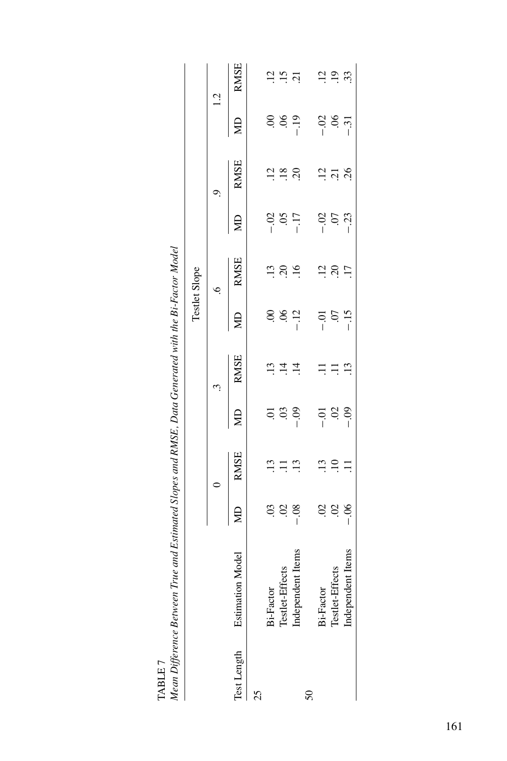TABLE 7

*Mean Difference Between True and Estimated Slopes and RMSE, Data Generated with the Bi-Factor Model*

| | | Testlet Slope | | | | | | | | | |
|---|---|---|---|---|---|---|---|---|---|---|---|
| | | 0 | | .3 | | .6 | | .9 | | 1.2 | |
| Test Length | Estimation Model | MD | RMSE | MD | RMSE | MD | RMSE | MD | RMSE | MD | RMSE |
| 25 | | | | | | | | | | | |
| | Bi-Factor | .03 | .13 | .01 | .13 | .00 | .13 | −.02 | .12 | .00 | .12 |
| | Testlet-Effects | .02 | .11 | .03 | .14 | .06 | .20 | .05 | .18 | .06 | .15 |
| | Independent Items | −.08 | .13 | −.09 | .14 | −.12 | .16 | −.17 | .20 | −.19 | .21 |
| 50 | | | | | | | | | | | |
| | Bi-Factor | .02 | .13 | −.01 | .11 | −.01 | .12 | −.02 | .12 | −.02 | .12 |
| | Testlet-Effects | .02 | .10 | .02 | .11 | .07 | .20 | .07 | .21 | .06 | .19 |
| | Independent Items | −.06 | .11 | −.09 | .13 | −.15 | .17 | −.23 | .26 | −.31 | .33 |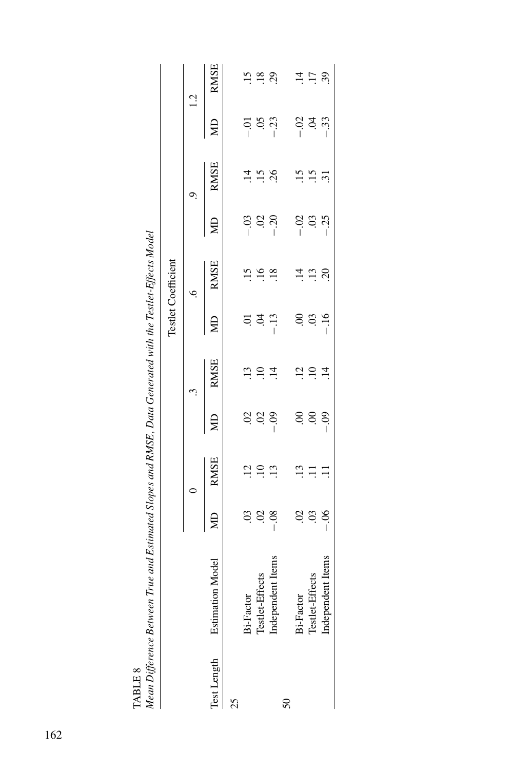TABLE 8

*Mean Difference Between True and Estimated Slopes and RMSE, Data Generated with the Testlet-Effects Model*

| | | Testlet Coefficient | | | | | | | | | |
|---|---|---|---|---|---|---|---|---|---|---|---|
| | | 0 | | .3 | | .6 | | .9 | | 1.2 | |
| Test Length | Estimation Model | MD | RMSE | MD | RMSE | MD | RMSE | MD | RMSE | MD | RMSE |
| 25 | | | | | | | | | | | |
| | Bi-Factor | .03 | .12 | .02 | .13 | .01 | .15 | −.03 | .14 | −.01 | .15 |
| | Testlet-Effects | .02 | .10 | .02 | .10 | .04 | .16 | .02 | .15 | .05 | .18 |
| | Independent Items | −.08 | .13 | −.09 | .14 | −.13 | .18 | −.20 | .26 | −.23 | .29 |
| 50 | | | | | | | | | | | |
| | Bi-Factor | .02 | .13 | .00 | .12 | .00 | .14 | −.02 | .15 | −.02 | .14 |
| | Testlet-Effects | .03 | .11 | .00 | .10 | .03 | .13 | .03 | .15 | .04 | .17 |
| | Independent Items | −.06 | .11 | −.09 | .14 | −.16 | .20 | −.25 | .31 | −.33 | .39 |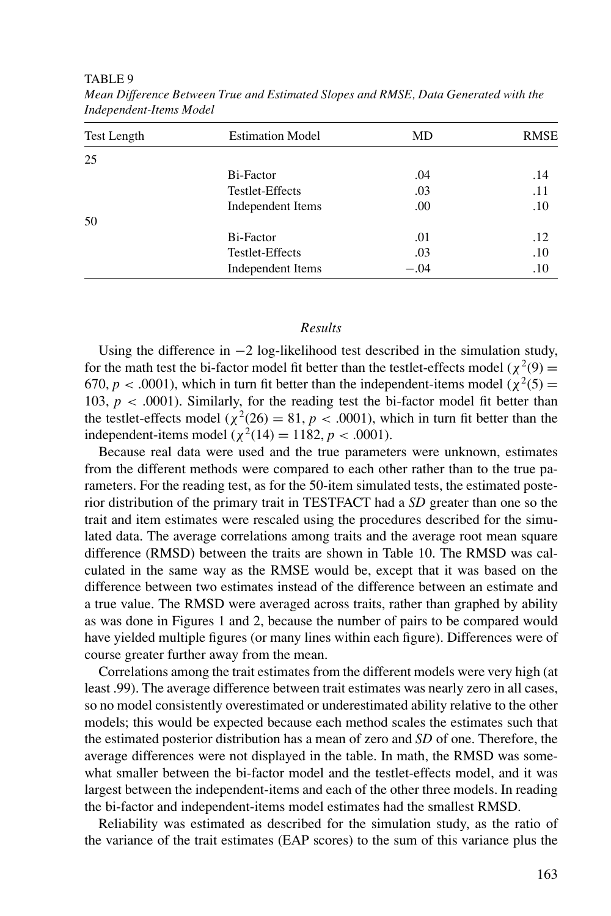TABLE 9

*Mean Difference Between True and Estimated Slopes and RMSE, Data Generated with the Independent-Items Model*

| Test Length | Estimation Model | MD | RMSE |
|---|---|---|---|
| 25 | | | |
| | Bi-Factor | .04 | .14 |
| | Testlet-Effects | .03 | .11 |
| | Independent Items | .00 | .10 |
| 50 | | | |
| | Bi-Factor | .01 | .12 |
| | Testlet-Effects | .03 | .10 |
| | Independent Items | −.04 | .10 |

### *Results*

Using the difference in −2 log-likelihood test described in the simulation study, for the math test the bi-factor model fit better than the testlet-effects model ($\chi^2(9) = 670$, $p < .0001$), which in turn fit better than the independent-items model ($\chi^2(5) = 103$, $p < .0001$). Similarly, for the reading test the bi-factor model fit better than the testlet-effects model ($\chi^2(26) = 81$, $p < .0001$), which in turn fit better than the independent-items model ($\chi^2(14) = 1182$, $p < .0001$).

Because real data were used and the true parameters were unknown, estimates from the different methods were compared to each other rather than to the true parameters. For the reading test, as for the 50-item simulated tests, the estimated posterior distribution of the primary trait in TESTFACT had a *SD* greater than one so the trait and item estimates were rescaled using the procedures described for the simulated data. The average correlations among traits and the average root mean square difference (RMSD) between the traits are shown in Table 10. The RMSD was calculated in the same way as the RMSE would be, except that it was based on the difference between two estimates instead of the difference between an estimate and a true value. The RMSD were averaged across traits, rather than graphed by ability as was done in Figures 1 and 2, because the number of pairs to be compared would have yielded multiple figures (or many lines within each figure). Differences were of course greater further away from the mean.

Correlations among the trait estimates from the different models were very high (at least .99). The average difference between trait estimates was nearly zero in all cases, so no model consistently overestimated or underestimated ability relative to the other models; this would be expected because each method scales the estimates such that the estimated posterior distribution has a mean of zero and *SD* of one. Therefore, the average differences were not displayed in the table. In math, the RMSD was somewhat smaller between the bi-factor model and the testlet-effects model, and it was largest between the independent-items and each of the other three models. In reading the bi-factor and independent-items model estimates had the smallest RMSD.

Reliability was estimated as described for the simulation study, as the ratio of the variance of the trait estimates (EAP scores) to the sum of this variance plus the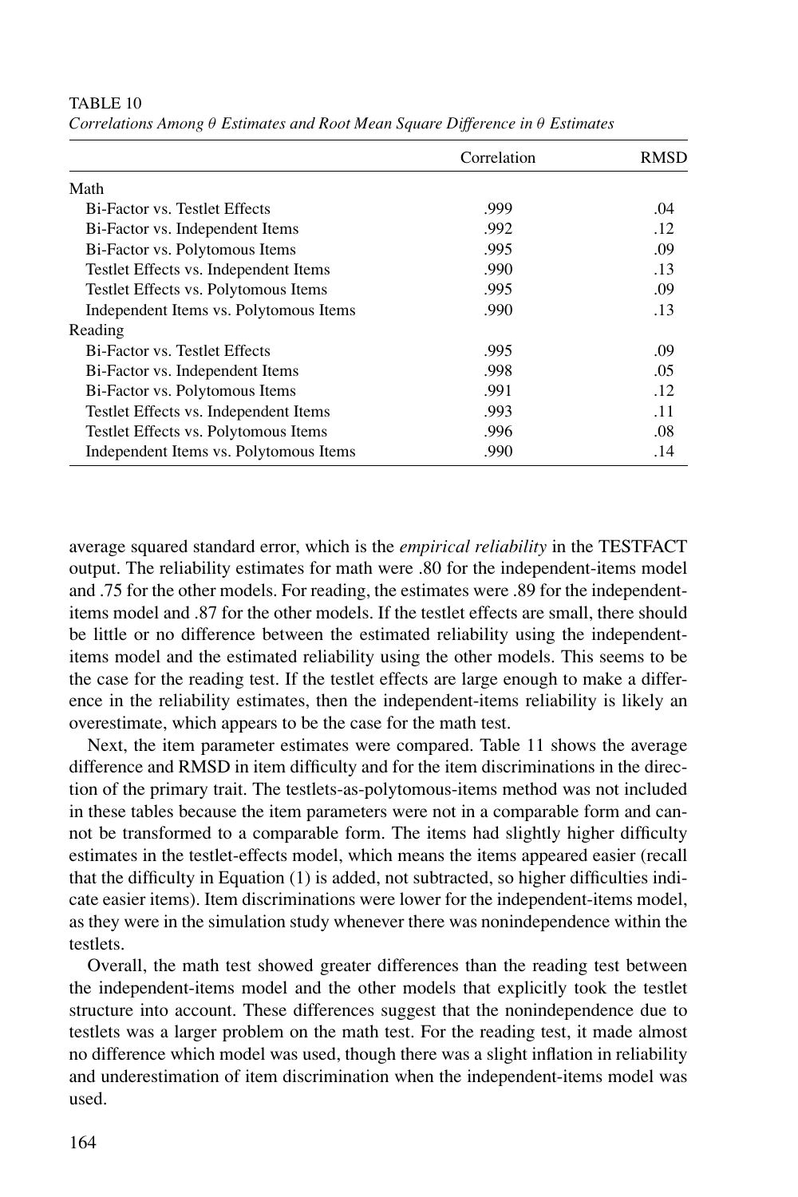TABLE 10

*Correlations Among θ Estimates and Root Mean Square Difference in θ Estimates*

| | Correlation | RMSD |
|---|---|---|
| Math | | |
| Bi-Factor vs. Testlet Effects | .999 | .04 |
| Bi-Factor vs. Independent Items | .992 | .12 |
| Bi-Factor vs. Polytomous Items | .995 | .09 |
| Testlet Effects vs. Independent Items | .990 | .13 |
| Testlet Effects vs. Polytomous Items | .995 | .09 |
| Independent Items vs. Polytomous Items | .990 | .13 |
| Reading | | |
| Bi-Factor vs. Testlet Effects | .995 | .09 |
| Bi-Factor vs. Independent Items | .998 | .05 |
| Bi-Factor vs. Polytomous Items | .991 | .12 |
| Testlet Effects vs. Independent Items | .993 | .11 |
| Testlet Effects vs. Polytomous Items | .996 | .08 |
| Independent Items vs. Polytomous Items | .990 | .14 |

average squared standard error, which is the *empirical reliability* in the TESTFACT output. The reliability estimates for math were .80 for the independent-items model and .75 for the other models. For reading, the estimates were .89 for the independent-items model and .87 for the other models. If the testlet effects are small, there should be little or no difference between the estimated reliability using the independent-items model and the estimated reliability using the other models. This seems to be the case for the reading test. If the testlet effects are large enough to make a difference in the reliability estimates, then the independent-items reliability is likely an overestimate, which appears to be the case for the math test.

Next, the item parameter estimates were compared. Table 11 shows the average difference and RMSD in item difficulty and for the item discriminations in the direction of the primary trait. The testlets-as-polytomous-items method was not included in these tables because the item parameters were not in a comparable form and cannot be transformed to a comparable form. The items had slightly higher difficulty estimates in the testlet-effects model, which means the items appeared easier (recall that the difficulty in Equation (1) is added, not subtracted, so higher difficulties indicate easier items). Item discriminations were lower for the independent-items model, as they were in the simulation study whenever there was nonindependence within the testlets.

Overall, the math test showed greater differences than the reading test between the independent-items model and the other models that explicitly took the testlet structure into account. These differences suggest that the nonindependence due to testlets was a larger problem on the math test. For the reading test, it made almost no difference which model was used, though there was a slight inflation in reliability and underestimation of item discrimination when the independent-items model was used.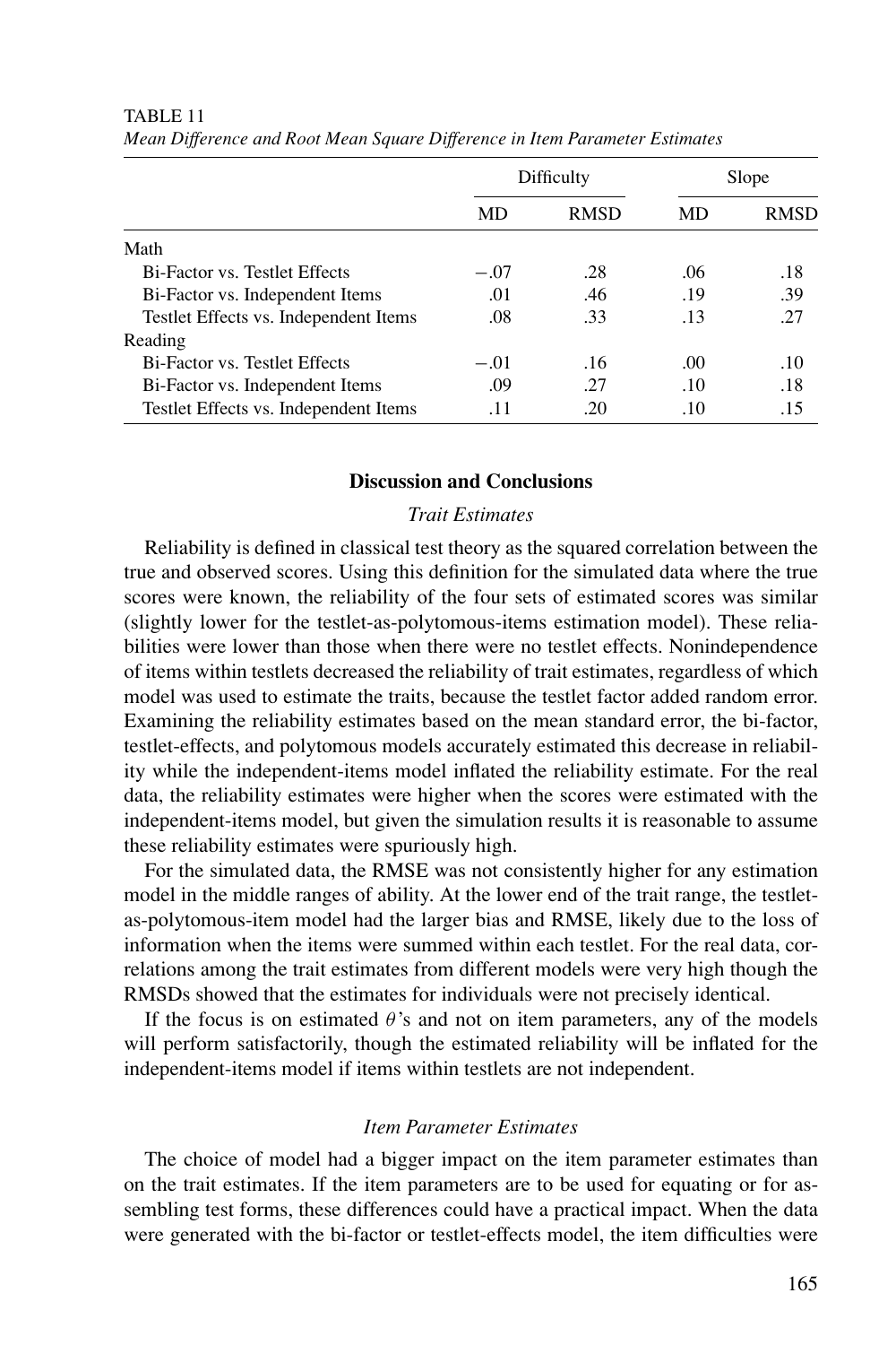TABLE 11
*Mean Difference and Root Mean Square Difference in Item Parameter Estimates*

| | Difficulty | | Slope | |
|---|---|---|---|---|
| | MD | RMSD | MD | RMSD |
| Math | | | | |
| Bi-Factor vs. Testlet Effects | −.07 | .28 | .06 | .18 |
| Bi-Factor vs. Independent Items | .01 | .46 | .19 | .39 |
| Testlet Effects vs. Independent Items | .08 | .33 | .13 | .27 |
| Reading | | | | |
| Bi-Factor vs. Testlet Effects | −.01 | .16 | .00 | .10 |
| Bi-Factor vs. Independent Items | .09 | .27 | .10 | .18 |
| Testlet Effects vs. Independent Items | .11 | .20 | .10 | .15 |

## Discussion and Conclusions

### *Trait Estimates*

Reliability is defined in classical test theory as the squared correlation between the true and observed scores. Using this definition for the simulated data where the true scores were known, the reliability of the four sets of estimated scores was similar (slightly lower for the testlet-as-polytomous-items estimation model). These reliabilities were lower than those when there were no testlet effects. Nonindependence of items within testlets decreased the reliability of trait estimates, regardless of which model was used to estimate the traits, because the testlet factor added random error. Examining the reliability estimates based on the mean standard error, the bi-factor, testlet-effects, and polytomous models accurately estimated this decrease in reliability while the independent-items model inflated the reliability estimate. For the real data, the reliability estimates were higher when the scores were estimated with the independent-items model, but given the simulation results it is reasonable to assume these reliability estimates were spuriously high.

For the simulated data, the RMSE was not consistently higher for any estimation model in the middle ranges of ability. At the lower end of the trait range, the testlet-as-polytomous-item model had the larger bias and RMSE, likely due to the loss of information when the items were summed within each testlet. For the real data, correlations among the trait estimates from different models were very high though the RMSDs showed that the estimates for individuals were not precisely identical.

If the focus is on estimated $\theta$'s and not on item parameters, any of the models will perform satisfactorily, though the estimated reliability will be inflated for the independent-items model if items within testlets are not independent.

### *Item Parameter Estimates*

The choice of model had a bigger impact on the item parameter estimates than on the trait estimates. If the item parameters are to be used for equating or for assembling test forms, these differences could have a practical impact. When the data were generated with the bi-factor or testlet-effects model, the item difficulties were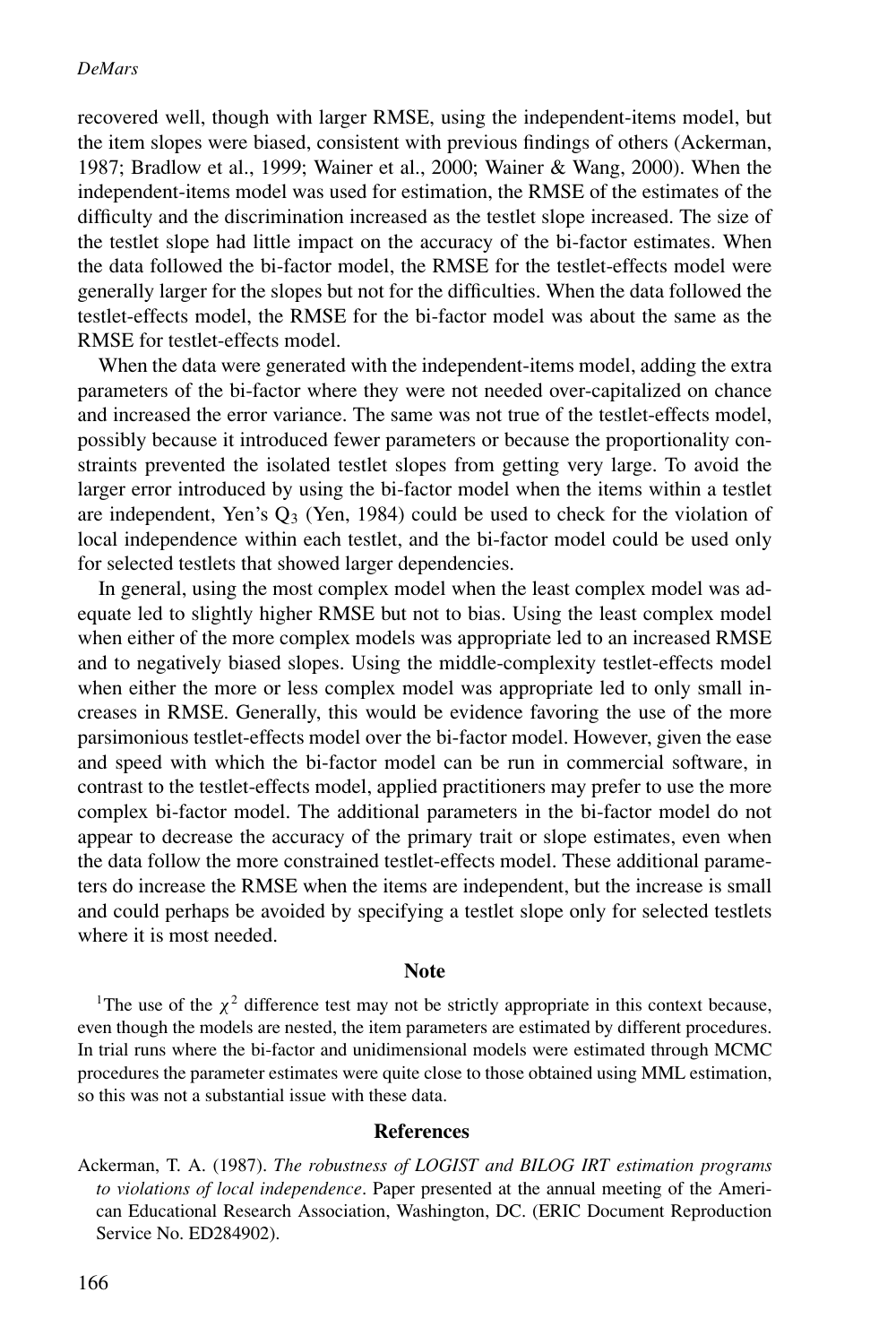recovered well, though with larger RMSE, using the independent-items model, but the item slopes were biased, consistent with previous findings of others (Ackerman, 1987; Bradlow et al., 1999; Wainer et al., 2000; Wainer & Wang, 2000). When the independent-items model was used for estimation, the RMSE of the estimates of the difficulty and the discrimination increased as the testlet slope increased. The size of the testlet slope had little impact on the accuracy of the bi-factor estimates. When the data followed the bi-factor model, the RMSE for the testlet-effects model were generally larger for the slopes but not for the difficulties. When the data followed the testlet-effects model, the RMSE for the bi-factor model was about the same as the RMSE for testlet-effects model.

When the data were generated with the independent-items model, adding the extra parameters of the bi-factor where they were not needed over-capitalized on chance and increased the error variance. The same was not true of the testlet-effects model, possibly because it introduced fewer parameters or because the proportionality constraints prevented the isolated testlet slopes from getting very large. To avoid the larger error introduced by using the bi-factor model when the items within a testlet are independent, Yen's $Q_3$ (Yen, 1984) could be used to check for the violation of local independence within each testlet, and the bi-factor model could be used only for selected testlets that showed larger dependencies.

In general, using the most complex model when the least complex model was adequate led to slightly higher RMSE but not to bias. Using the least complex model when either of the more complex models was appropriate led to an increased RMSE and to negatively biased slopes. Using the middle-complexity testlet-effects model when either the more or less complex model was appropriate led to only small increases in RMSE. Generally, this would be evidence favoring the use of the more parsimonious testlet-effects model over the bi-factor model. However, given the ease and speed with which the bi-factor model can be run in commercial software, in contrast to the testlet-effects model, applied practitioners may prefer to use the more complex bi-factor model. The additional parameters in the bi-factor model do not appear to decrease the accuracy of the primary trait or slope estimates, even when the data follow the more constrained testlet-effects model. These additional parameters do increase the RMSE when the items are independent, but the increase is small and could perhaps be avoided by specifying a testlet slope only for selected testlets where it is most needed.

## Note

[1]The use of the $\chi^2$ difference test may not be strictly appropriate in this context because, even though the models are nested, the item parameters are estimated by different procedures. In trial runs where the bi-factor and unidimensional models were estimated through MCMC procedures the parameter estimates were quite close to those obtained using MML estimation, so this was not a substantial issue with these data.

## References

Ackerman, T. A. (1987). *The robustness of LOGIST and BILOG IRT estimation programs to violations of local independence*. Paper presented at the annual meeting of the American Educational Research Association, Washington, DC. (ERIC Document Reproduction Service No. ED284902).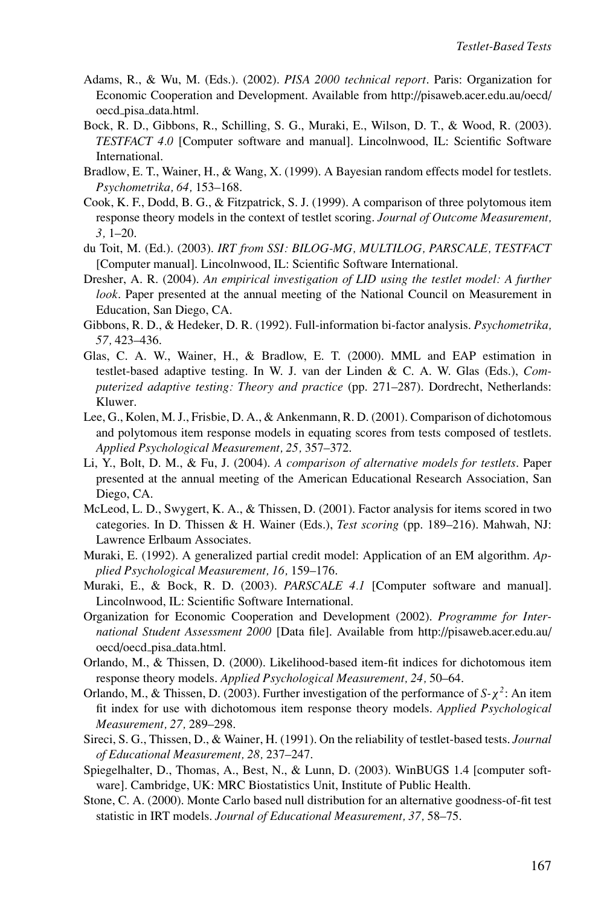Adams, R., & Wu, M. (Eds.). (2002). *PISA 2000 technical report*. Paris: Organization for Economic Cooperation and Development. Available from http://pisaweb.acer.edu.au/oecd/oecd_pisa_data.html.

Bock, R. D., Gibbons, R., Schilling, S. G., Muraki, E., Wilson, D. T., & Wood, R. (2003). *TESTFACT 4.0* [Computer software and manual]. Lincolnwood, IL: Scientific Software International.

Bradlow, E. T., Wainer, H., & Wang, X. (1999). A Bayesian random effects model for testlets. *Psychometrika, 64,* 153–168.

Cook, K. F., Dodd, B. G., & Fitzpatrick, S. J. (1999). A comparison of three polytomous item response theory models in the context of testlet scoring. *Journal of Outcome Measurement, 3,* 1–20.

du Toit, M. (Ed.). (2003). *IRT from SSI: BILOG-MG, MULTILOG, PARSCALE, TESTFACT* [Computer manual]. Lincolnwood, IL: Scientific Software International.

Dresher, A. R. (2004). *An empirical investigation of LID using the testlet model: A further look*. Paper presented at the annual meeting of the National Council on Measurement in Education, San Diego, CA.

Gibbons, R. D., & Hedeker, D. R. (1992). Full-information bi-factor analysis. *Psychometrika, 57,* 423–436.

Glas, C. A. W., Wainer, H., & Bradlow, E. T. (2000). MML and EAP estimation in testlet-based adaptive testing. In W. J. van der Linden & C. A. W. Glas (Eds.), *Computerized adaptive testing: Theory and practice* (pp. 271–287). Dordrecht, Netherlands: Kluwer.

Lee, G., Kolen, M. J., Frisbie, D. A., & Ankenmann, R. D. (2001). Comparison of dichotomous and polytomous item response models in equating scores from tests composed of testlets. *Applied Psychological Measurement, 25,* 357–372.

Li, Y., Bolt, D. M., & Fu, J. (2004). *A comparison of alternative models for testlets*. Paper presented at the annual meeting of the American Educational Research Association, San Diego, CA.

McLeod, L. D., Swygert, K. A., & Thissen, D. (2001). Factor analysis for items scored in two categories. In D. Thissen & H. Wainer (Eds.), *Test scoring* (pp. 189–216). Mahwah, NJ: Lawrence Erlbaum Associates.

Muraki, E. (1992). A generalized partial credit model: Application of an EM algorithm. *Applied Psychological Measurement, 16,* 159–176.

Muraki, E., & Bock, R. D. (2003). *PARSCALE 4.1* [Computer software and manual]. Lincolnwood, IL: Scientific Software International.

Organization for Economic Cooperation and Development (2002). *Programme for International Student Assessment 2000* [Data file]. Available from http://pisaweb.acer.edu.au/oecd/oecd_pisa_data.html.

Orlando, M., & Thissen, D. (2000). Likelihood-based item-fit indices for dichotomous item response theory models. *Applied Psychological Measurement, 24,* 50–64.

Orlando, M., & Thissen, D. (2003). Further investigation of the performance of $S\text{-}\chi^2$: An item fit index for use with dichotomous item response theory models. *Applied Psychological Measurement, 27,* 289–298.

Sireci, S. G., Thissen, D., & Wainer, H. (1991). On the reliability of testlet-based tests. *Journal of Educational Measurement, 28,* 237–247.

Spiegelhalter, D., Thomas, A., Best, N., & Lunn, D. (2003). WinBUGS 1.4 [computer software]. Cambridge, UK: MRC Biostatistics Unit, Institute of Public Health.

Stone, C. A. (2000). Monte Carlo based null distribution for an alternative goodness-of-fit test statistic in IRT models. *Journal of Educational Measurement, 37,* 58–75.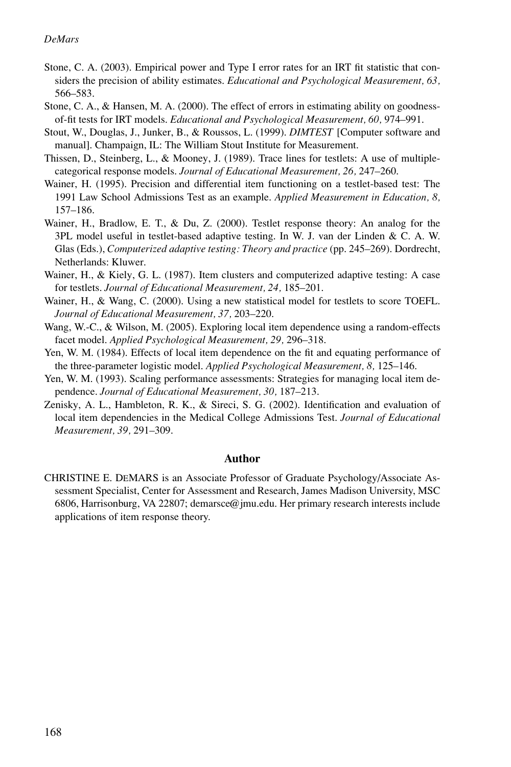Stone, C. A. (2003). Empirical power and Type I error rates for an IRT fit statistic that considers the precision of ability estimates. *Educational and Psychological Measurement, 63,* 566–583.

Stone, C. A., & Hansen, M. A. (2000). The effect of errors in estimating ability on goodness-of-fit tests for IRT models. *Educational and Psychological Measurement, 60,* 974–991.

Stout, W., Douglas, J., Junker, B., & Roussos, L. (1999). *DIMTEST* [Computer software and manual]. Champaign, IL: The William Stout Institute for Measurement.

Thissen, D., Steinberg, L., & Mooney, J. (1989). Trace lines for testlets: A use of multiple-categorical response models. *Journal of Educational Measurement, 26,* 247–260.

Wainer, H. (1995). Precision and differential item functioning on a testlet-based test: The 1991 Law School Admissions Test as an example. *Applied Measurement in Education, 8,* 157–186.

Wainer, H., Bradlow, E. T., & Du, Z. (2000). Testlet response theory: An analog for the 3PL model useful in testlet-based adaptive testing. In W. J. van der Linden & C. A. W. Glas (Eds.), *Computerized adaptive testing: Theory and practice* (pp. 245–269). Dordrecht, Netherlands: Kluwer.

Wainer, H., & Kiely, G. L. (1987). Item clusters and computerized adaptive testing: A case for testlets. *Journal of Educational Measurement, 24,* 185–201.

Wainer, H., & Wang, C. (2000). Using a new statistical model for testlets to score TOEFL. *Journal of Educational Measurement, 37,* 203–220.

Wang, W.-C., & Wilson, M. (2005). Exploring local item dependence using a random-effects facet model. *Applied Psychological Measurement, 29,* 296–318.

Yen, W. M. (1984). Effects of local item dependence on the fit and equating performance of the three-parameter logistic model. *Applied Psychological Measurement, 8,* 125–146.

Yen, W. M. (1993). Scaling performance assessments: Strategies for managing local item dependence. *Journal of Educational Measurement, 30,* 187–213.

Zenisky, A. L., Hambleton, R. K., & Sireci, S. G. (2002). Identification and evaluation of local item dependencies in the Medical College Admissions Test. *Journal of Educational Measurement, 39,* 291–309.

## Author

CHRISTINE E. DEMARS is an Associate Professor of Graduate Psychology/Associate Assessment Specialist, Center for Assessment and Research, James Madison University, MSC 6806, Harrisonburg, VA 22807; demarsce@jmu.edu. Her primary research interests include applications of item response theory.